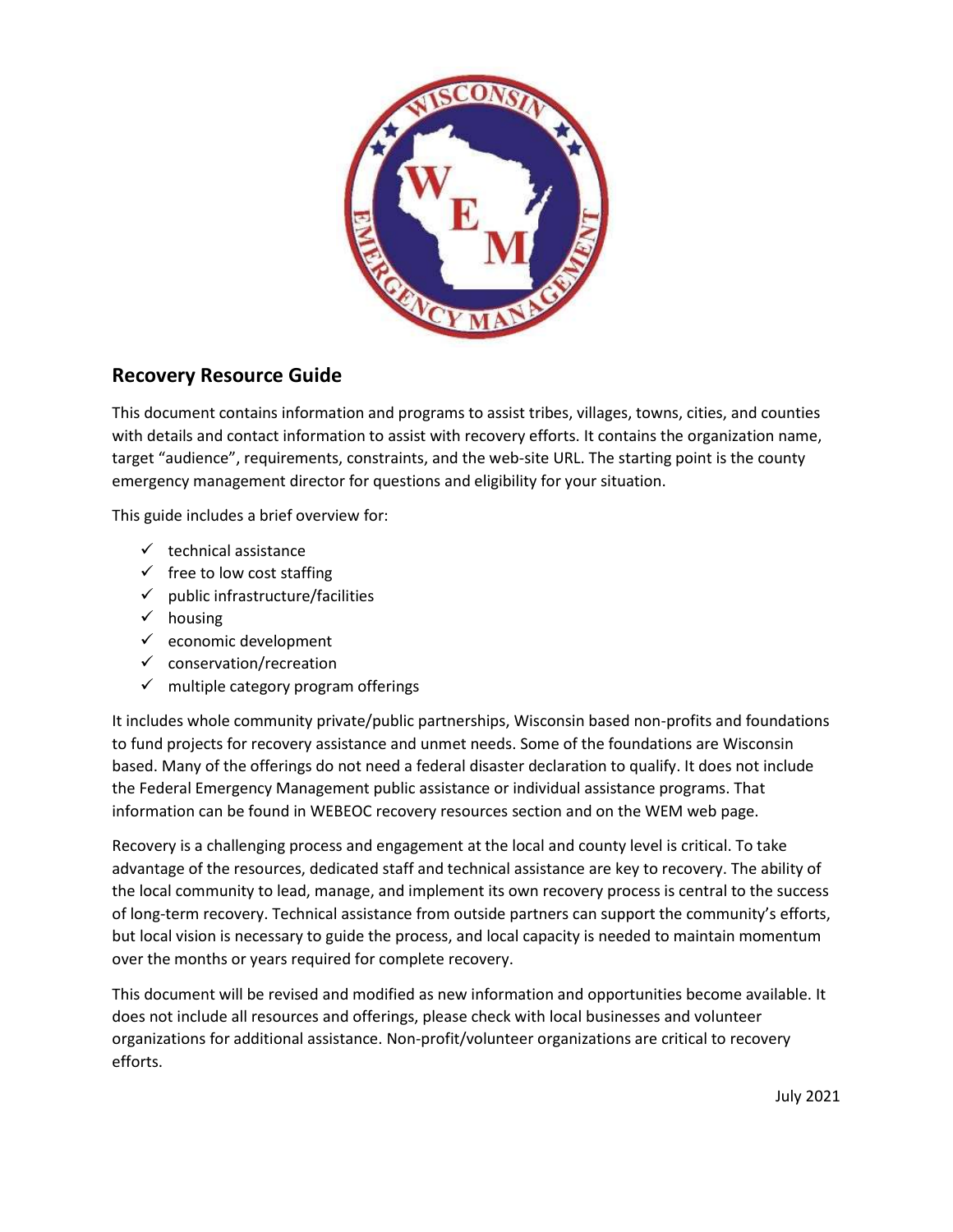## Recovery Resource Guide

This document contains information and programs to assist tribes, villages, towns, cities, and counties with details and contact information to assist with recovery efforts. It contains the organization name, target "audience", requirements, constraints, and the web-site URL. The starting point is the county emergency management director for questions and eligibility for your situation.

This guide includes a brief overview for:

- ✓ technical assistance
- ✓ free to low cost staffing
- ✓ public infrastructure/facilities
- ✓ housing
- ✓ economic development
- ✓ conservation/recreation
- ✓ multiple category program offerings

It includes whole community private/public partnerships, Wisconsin based non-profits and foundations to fund projects for recovery assistance and unmet needs. Some of the foundations are Wisconsin based. Many of the offerings do not need a federal disaster declaration to qualify. It does not include the Federal Emergency Management public assistance or individual assistance programs. That information can be found in WEBEOC recovery resources section and on the WEM web page.

Recovery is a challenging process and engagement at the local and county level is critical. To take advantage of the resources, dedicated staff and technical assistance are key to recovery. The ability of the local community to lead, manage, and implement its own recovery process is central to the success of long-term recovery. Technical assistance from outside partners can support the community's efforts, but local vision is necessary to guide the process, and local capacity is needed to maintain momentum over the months or years required for complete recovery.

This document will be revised and modified as new information and opportunities become available. It does not include all resources and offerings, please check with local businesses and volunteer organizations for additional assistance. Non-profit/volunteer organizations are critical to recovery efforts.

July 2021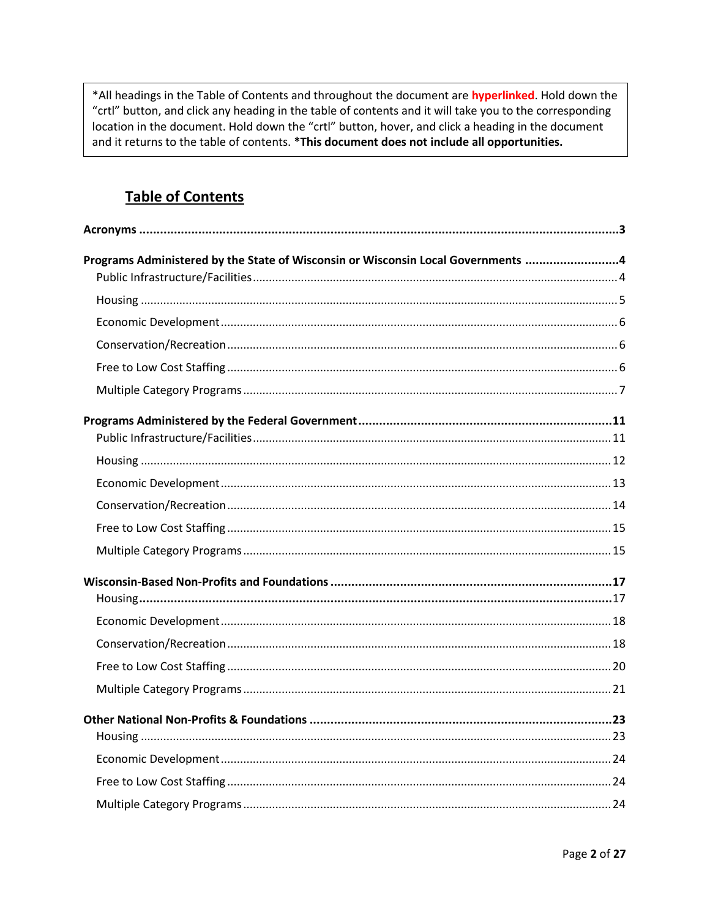*All headings in the Table of Contents and throughout the document are **hyperlinked**. Hold down the "crtl" button, and click any heading in the table of contents and it will take you to the corresponding location in the document. Hold down the "crtl" button, hover, and click a heading in the document and it returns to the table of contents. ***This document does not include all opportunities.**

## Table of Contents

**Acronyms** ... **3**

**Programs Administered by the State of Wisconsin or Wisconsin Local Governments** ... **4**

- Public Infrastructure/Facilities ... 4
- Housing ... 5
- Economic Development ... 6
- Conservation/Recreation ... 6
- Free to Low Cost Staffing ... 6
- Multiple Category Programs ... 7

**Programs Administered by the Federal Government** ... **11**

- Public Infrastructure/Facilities ... 11
- Housing ... 12
- Economic Development ... 13
- Conservation/Recreation ... 14
- Free to Low Cost Staffing ... 15
- Multiple Category Programs ... 15

**Wisconsin-Based Non-Profits and Foundations** ... **17**

- Housing ... 17
- Economic Development ... 18
- Conservation/Recreation ... 18
- Free to Low Cost Staffing ... 20
- Multiple Category Programs ... 21

**Other National Non-Profits & Foundations** ... **23**

- Housing ... 23
- Economic Development ... 24
- Free to Low Cost Staffing ... 24
- Multiple Category Programs ... 24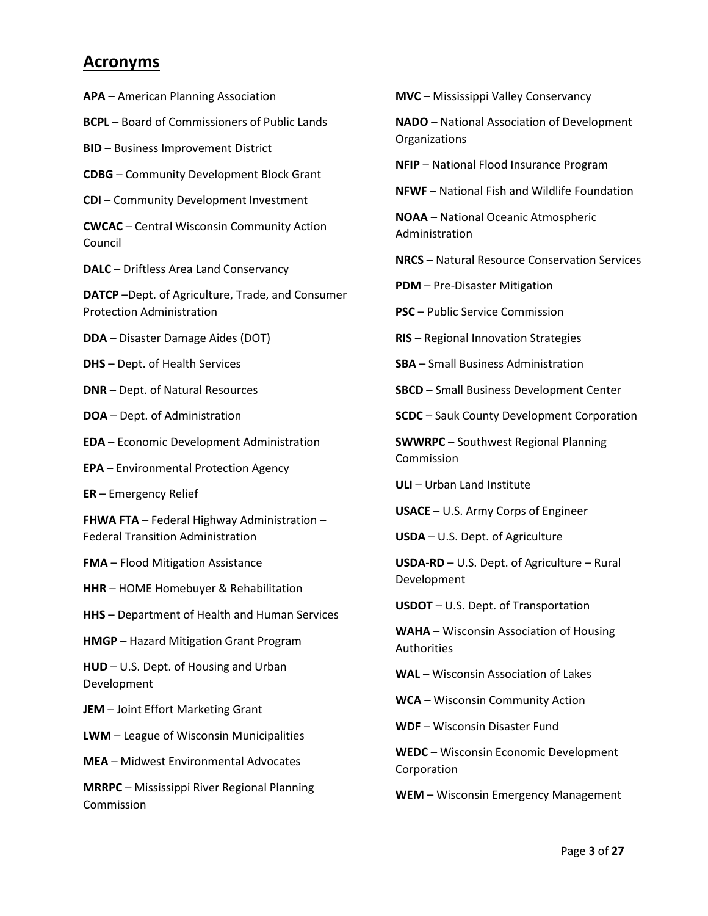## Acronyms

**APA** – American Planning Association

**BCPL** – Board of Commissioners of Public Lands

**BID** – Business Improvement District

**CDBG** – Community Development Block Grant

**CDI** – Community Development Investment

**CWCAC** – Central Wisconsin Community Action Council

**DALC** – Driftless Area Land Conservancy

**DATCP** –Dept. of Agriculture, Trade, and Consumer Protection Administration

**DDA** – Disaster Damage Aides (DOT)

**DHS** – Dept. of Health Services

**DNR** – Dept. of Natural Resources

**DOA** – Dept. of Administration

**EDA** – Economic Development Administration

**EPA** – Environmental Protection Agency

**ER** – Emergency Relief

**FHWA FTA** – Federal Highway Administration – Federal Transition Administration

**FMA** – Flood Mitigation Assistance

**HHR** – HOME Homebuyer & Rehabilitation

**HHS** – Department of Health and Human Services

**HMGP** – Hazard Mitigation Grant Program

**HUD** – U.S. Dept. of Housing and Urban Development

**JEM** – Joint Effort Marketing Grant

**LWM** – League of Wisconsin Municipalities

**MEA** – Midwest Environmental Advocates

**MRRPC** – Mississippi River Regional Planning Commission

**MVC** – Mississippi Valley Conservancy

**NADO** – National Association of Development Organizations

**NFIP** – National Flood Insurance Program

**NFWF** – National Fish and Wildlife Foundation

**NOAA** – National Oceanic Atmospheric Administration

**NRCS** – Natural Resource Conservation Services

**PDM** – Pre-Disaster Mitigation

**PSC** – Public Service Commission

**RIS** – Regional Innovation Strategies

**SBA** – Small Business Administration

**SBCD** – Small Business Development Center

**SCDC** – Sauk County Development Corporation

**SWWRPC** – Southwest Regional Planning Commission

**ULI** – Urban Land Institute

**USACE** – U.S. Army Corps of Engineer

**USDA** – U.S. Dept. of Agriculture

**USDA-RD** – U.S. Dept. of Agriculture – Rural Development

**USDOT** – U.S. Dept. of Transportation

**WAHA** – Wisconsin Association of Housing Authorities

**WAL** – Wisconsin Association of Lakes

**WCA** – Wisconsin Community Action

**WDF** – Wisconsin Disaster Fund

**WEDC** – Wisconsin Economic Development Corporation

**WEM** – Wisconsin Emergency Management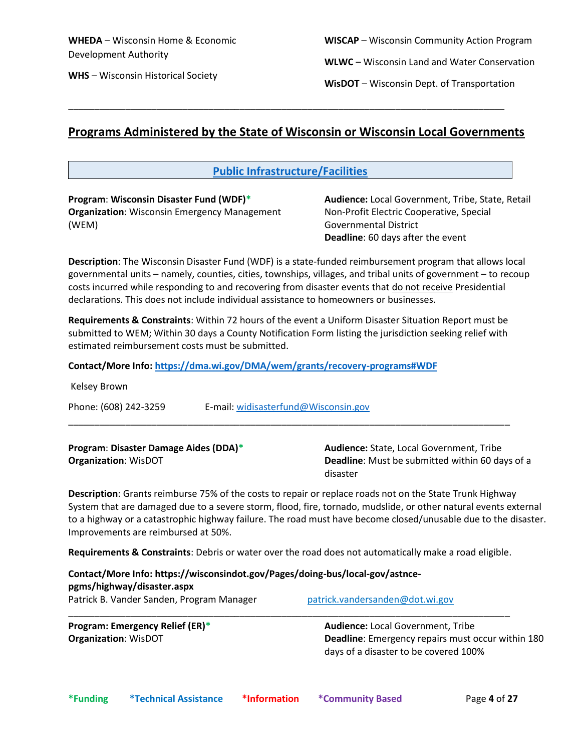**WHEDA** – Wisconsin Home & Economic Development Authority

**WHS** – Wisconsin Historical Society

**WISCAP** – Wisconsin Community Action Program

**WLWC** – Wisconsin Land and Water Conservation

**WisDOT** – Wisconsin Dept. of Transportation

---

## Programs Administered by the State of Wisconsin or Wisconsin Local Governments

### Public Infrastructure/Facilities

**Program**: **Wisconsin Disaster Fund (WDF)***
**Organization**: Wisconsin Emergency Management (WEM)

**Audience:** Local Government, Tribe, State, Retail Non-Profit Electric Cooperative, Special Governmental District
**Deadline**: 60 days after the event

**Description**: The Wisconsin Disaster Fund (WDF) is a state-funded reimbursement program that allows local governmental units – namely, counties, cities, townships, villages, and tribal units of government – to recoup costs incurred while responding to and recovering from disaster events that do not receive Presidential declarations. This does not include individual assistance to homeowners or businesses.

**Requirements & Constraints**: Within 72 hours of the event a Uniform Disaster Situation Report must be submitted to WEM; Within 30 days a County Notification Form listing the jurisdiction seeking relief with estimated reimbursement costs must be submitted.

**Contact/More Info:** **https://dma.wi.gov/DMA/wem/grants/recovery-programs#WDF**

Kelsey Brown

Phone: (608) 242-3259 E-mail: widisasterfund@Wisconsin.gov

---

**Program**: **Disaster Damage Aides (DDA)***
**Organization**: WisDOT

**Audience:** State, Local Government, Tribe
**Deadline**: Must be submitted within 60 days of a disaster

**Description**: Grants reimburse 75% of the costs to repair or replace roads not on the State Trunk Highway System that are damaged due to a severe storm, flood, fire, tornado, mudslide, or other natural events external to a highway or a catastrophic highway failure. The road must have become closed/unusable due to the disaster. Improvements are reimbursed at 50%.

**Requirements & Constraints**: Debris or water over the road does not automatically make a road eligible.

**Contact/More Info: https://wisconsindot.gov/Pages/doing-bus/local-gov/astnce-pgms/highway/disaster.aspx**
Patrick B. Vander Sanden, Program Manager patrick.vandersanden@dot.wi.gov

---

**Program: Emergency Relief (ER)***
**Organization**: WisDOT

**Audience:** Local Government, Tribe
**Deadline**: Emergency repairs must occur within 180 days of a disaster to be covered 100%

***Funding** ***Technical Assistance** ***Information** ***Community Based**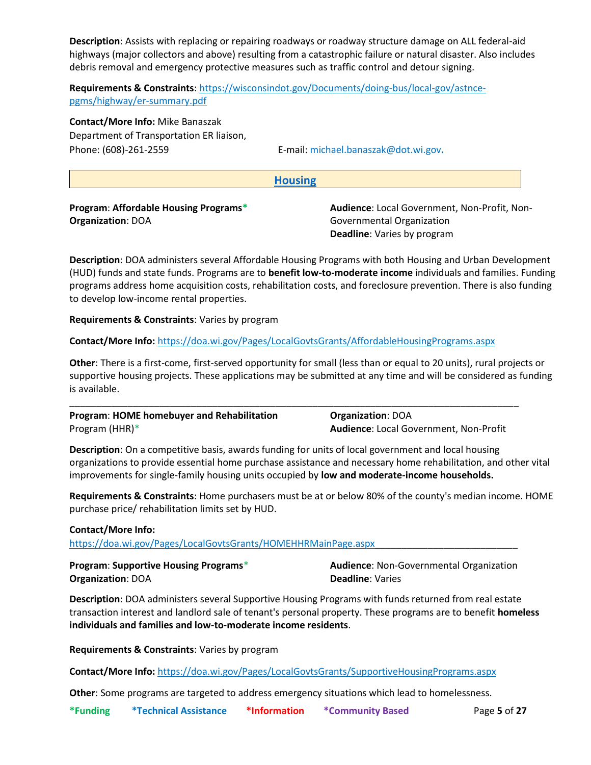**Description**: Assists with replacing or repairing roadways or roadway structure damage on ALL federal-aid highways (major collectors and above) resulting from a catastrophic failure or natural disaster. Also includes debris removal and emergency protective measures such as traffic control and detour signing.

**Requirements & Constraints**: https://wisconsindot.gov/Documents/doing-bus/local-gov/astnce-pgms/highway/er-summary.pdf

**Contact/More Info:** Mike Banaszak
Department of Transportation ER liaison,
Phone: (608)-261-2559 E-mail: michael.banaszak@dot.wi.gov.

## Housing

**Program**: **Affordable Housing Programs***
**Organization**: DOA
**Audience**: Local Government, Non-Profit, Non-Governmental Organization
**Deadline**: Varies by program

**Description**: DOA administers several Affordable Housing Programs with both Housing and Urban Development (HUD) funds and state funds. Programs are to **benefit low-to-moderate income** individuals and families. Funding programs address home acquisition costs, rehabilitation costs, and foreclosure prevention. There is also funding to develop low-income rental properties.

**Requirements & Constraints**: Varies by program

**Contact/More Info:** https://doa.wi.gov/Pages/LocalGovtsGrants/AffordableHousingPrograms.aspx

**Other**: There is a first-come, first-served opportunity for small (less than or equal to 20 units), rural projects or supportive housing projects. These applications may be submitted at any time and will be considered as funding is available.

---

**Program**: **HOME homebuyer and Rehabilitation** Program (HHR)*
**Organization**: DOA
**Audience**: Local Government, Non-Profit

**Description**: On a competitive basis, awards funding for units of local government and local housing organizations to provide essential home purchase assistance and necessary home rehabilitation, and other vital improvements for single-family housing units occupied by **low and moderate-income households.**

**Requirements & Constraints**: Home purchasers must be at or below 80% of the county's median income. HOME purchase price/ rehabilitation limits set by HUD.

**Contact/More Info:**
https://doa.wi.gov/Pages/LocalGovtsGrants/HOMEHHRMainPage.aspx

---

**Program**: **Supportive Housing Programs***
**Organization**: DOA
**Audience**: Non-Governmental Organization
**Deadline**: Varies

**Description**: DOA administers several Supportive Housing Programs with funds returned from real estate transaction interest and landlord sale of tenant's personal property. These programs are to benefit **homeless individuals and families and low-to-moderate income residents**.

**Requirements & Constraints**: Varies by program

**Contact/More Info:** https://doa.wi.gov/Pages/LocalGovtsGrants/SupportiveHousingPrograms.aspx

**Other**: Some programs are targeted to address emergency situations which lead to homelessness.

***Funding** ***Technical Assistance** ***Information** ***Community Based**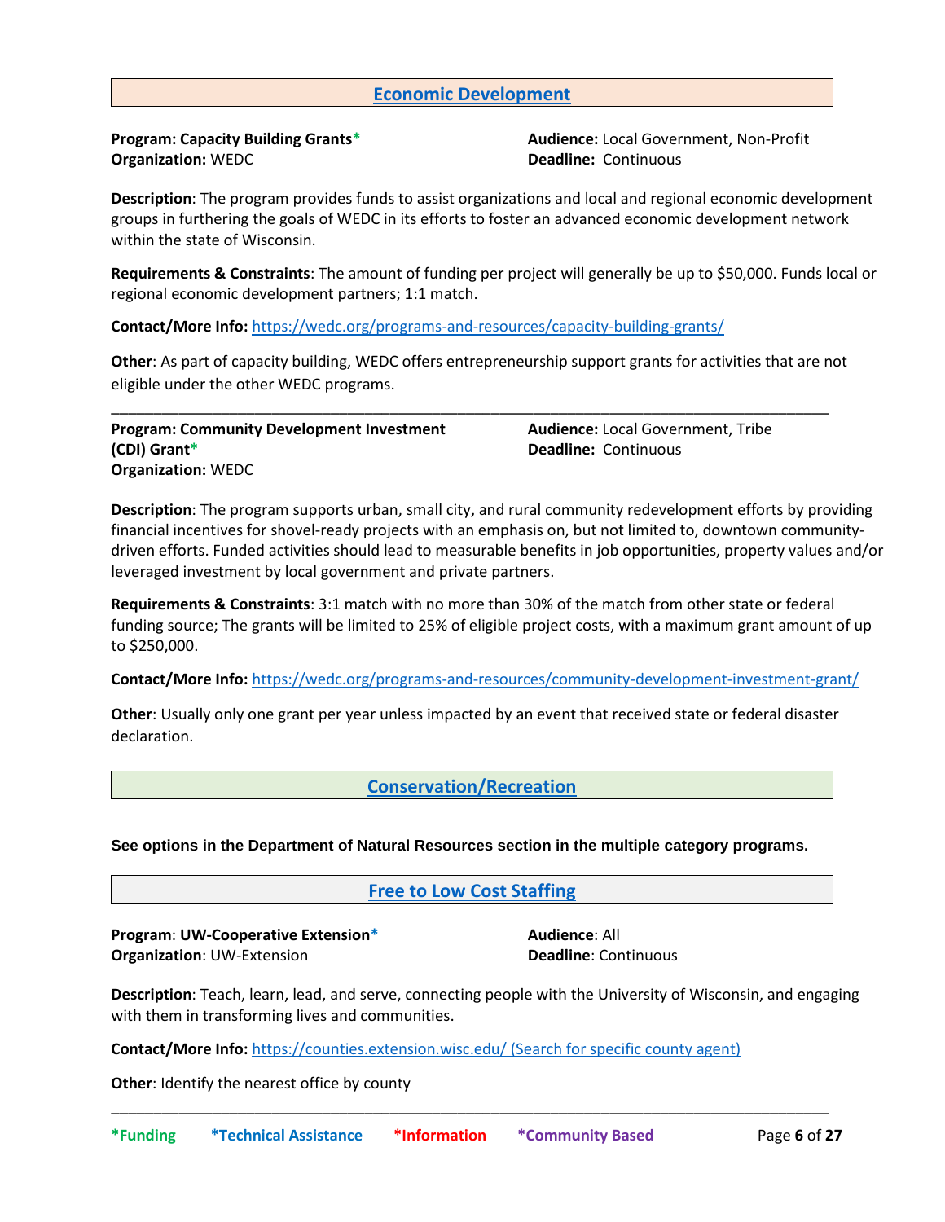## Economic Development

**Program: Capacity Building Grants***
**Organization:** WEDC
**Audience:** Local Government, Non-Profit
**Deadline:** Continuous

**Description**: The program provides funds to assist organizations and local and regional economic development groups in furthering the goals of WEDC in its efforts to foster an advanced economic development network within the state of Wisconsin.

**Requirements & Constraints**: The amount of funding per project will generally be up to $50,000. Funds local or regional economic development partners; 1:1 match.

**Contact/More Info:** https://wedc.org/programs-and-resources/capacity-building-grants/

**Other**: As part of capacity building, WEDC offers entrepreneurship support grants for activities that are not eligible under the other WEDC programs.

---

**Program: Community Development Investment (CDI) Grant***
**Organization:** WEDC
**Audience:** Local Government, Tribe
**Deadline:** Continuous

**Description**: The program supports urban, small city, and rural community redevelopment efforts by providing financial incentives for shovel-ready projects with an emphasis on, but not limited to, downtown community-driven efforts. Funded activities should lead to measurable benefits in job opportunities, property values and/or leveraged investment by local government and private partners.

**Requirements & Constraints**: 3:1 match with no more than 30% of the match from other state or federal funding source; The grants will be limited to 25% of eligible project costs, with a maximum grant amount of up to $250,000.

**Contact/More Info:** https://wedc.org/programs-and-resources/community-development-investment-grant/

**Other**: Usually only one grant per year unless impacted by an event that received state or federal disaster declaration.

## Conservation/Recreation

**See options in the Department of Natural Resources section in the multiple category programs.**

## Free to Low Cost Staffing

**Program**: **UW-Cooperative Extension***
**Organization**: UW-Extension
**Audience**: All
**Deadline**: Continuous

**Description**: Teach, learn, lead, and serve, connecting people with the University of Wisconsin, and engaging with them in transforming lives and communities.

**Contact/More Info:** https://counties.extension.wisc.edu/ (Search for specific county agent)

**Other**: Identify the nearest office by county

---

*Funding *Technical Assistance *Information *Community Based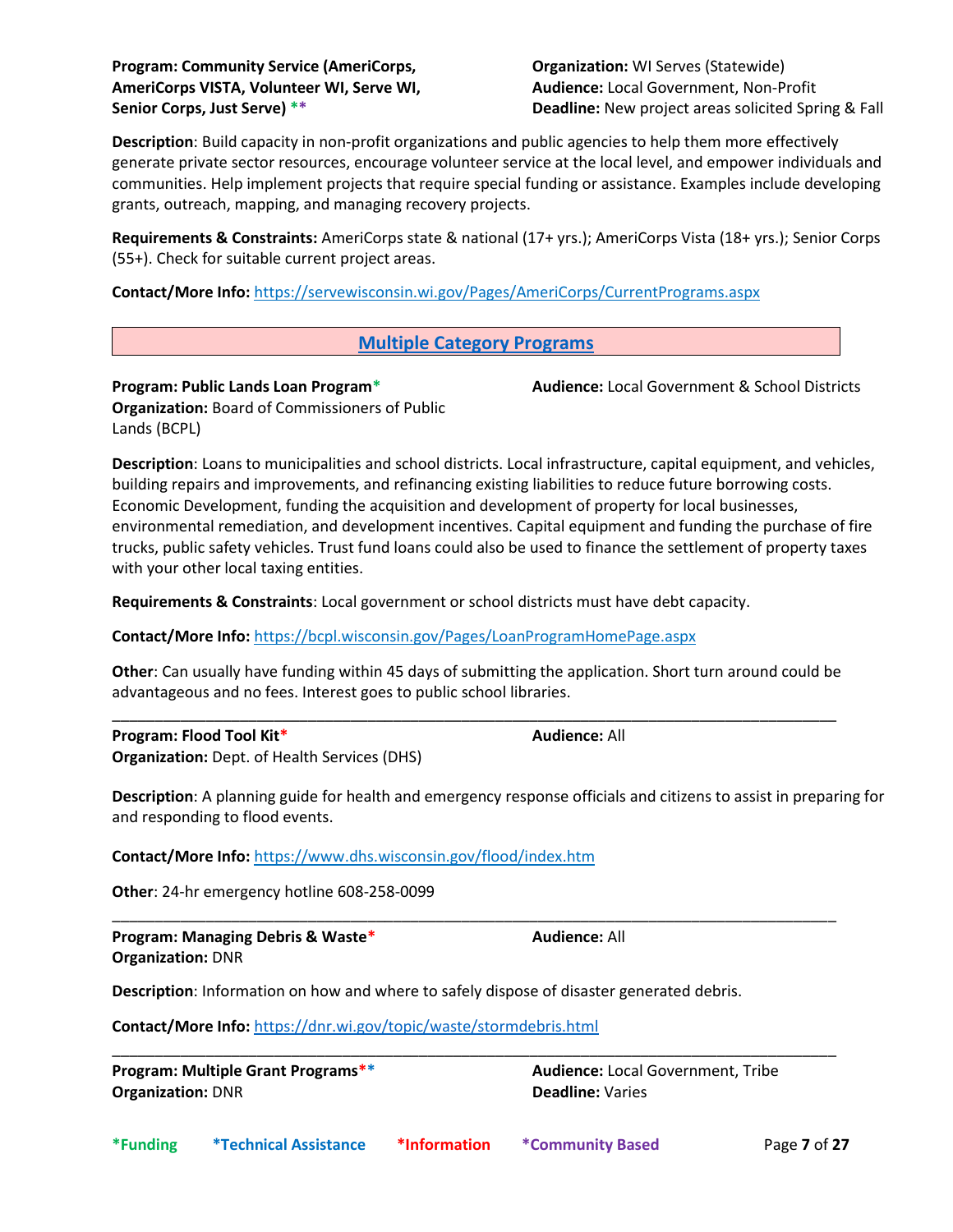**Program: Community Service (AmeriCorps, AmeriCorps VISTA, Volunteer WI, Serve WI, Senior Corps, Just Serve)** **

**Organization:** WI Serves (Statewide)
**Audience:** Local Government, Non-Profit
**Deadline:** New project areas solicited Spring & Fall

**Description**: Build capacity in non-profit organizations and public agencies to help them more effectively generate private sector resources, encourage volunteer service at the local level, and empower individuals and communities. Help implement projects that require special funding or assistance. Examples include developing grants, outreach, mapping, and managing recovery projects.

**Requirements & Constraints:** AmeriCorps state & national (17+ yrs.); AmeriCorps Vista (18+ yrs.); Senior Corps (55+). Check for suitable current project areas.

**Contact/More Info:** https://servewisconsin.wi.gov/Pages/AmeriCorps/CurrentPrograms.aspx

## Multiple Category Programs

**Program: Public Lands Loan Program***
**Organization:** Board of Commissioners of Public Lands (BCPL)
**Audience:** Local Government & School Districts

**Description**: Loans to municipalities and school districts. Local infrastructure, capital equipment, and vehicles, building repairs and improvements, and refinancing existing liabilities to reduce future borrowing costs. Economic Development, funding the acquisition and development of property for local businesses, environmental remediation, and development incentives. Capital equipment and funding the purchase of fire trucks, public safety vehicles. Trust fund loans could also be used to finance the settlement of property taxes with your other local taxing entities.

**Requirements & Constraints**: Local government or school districts must have debt capacity.

**Contact/More Info:** https://bcpl.wisconsin.gov/Pages/LoanProgramHomePage.aspx

**Other**: Can usually have funding within 45 days of submitting the application. Short turn around could be advantageous and no fees. Interest goes to public school libraries.

---

**Program: Flood Tool Kit***
**Organization:** Dept. of Health Services (DHS)
**Audience:** All

**Description**: A planning guide for health and emergency response officials and citizens to assist in preparing for and responding to flood events.

**Contact/More Info:** https://www.dhs.wisconsin.gov/flood/index.htm

**Other**: 24-hr emergency hotline 608-258-0099

---

**Program: Managing Debris & Waste***
**Organization:** DNR
**Audience:** All

**Description**: Information on how and where to safely dispose of disaster generated debris.

**Contact/More Info:** https://dnr.wi.gov/topic/waste/stormdebris.html

---

**Program: Multiple Grant Programs****
**Organization:** DNR
**Audience:** Local Government, Tribe
**Deadline:** Varies

*Funding *Technical Assistance *Information *Community Based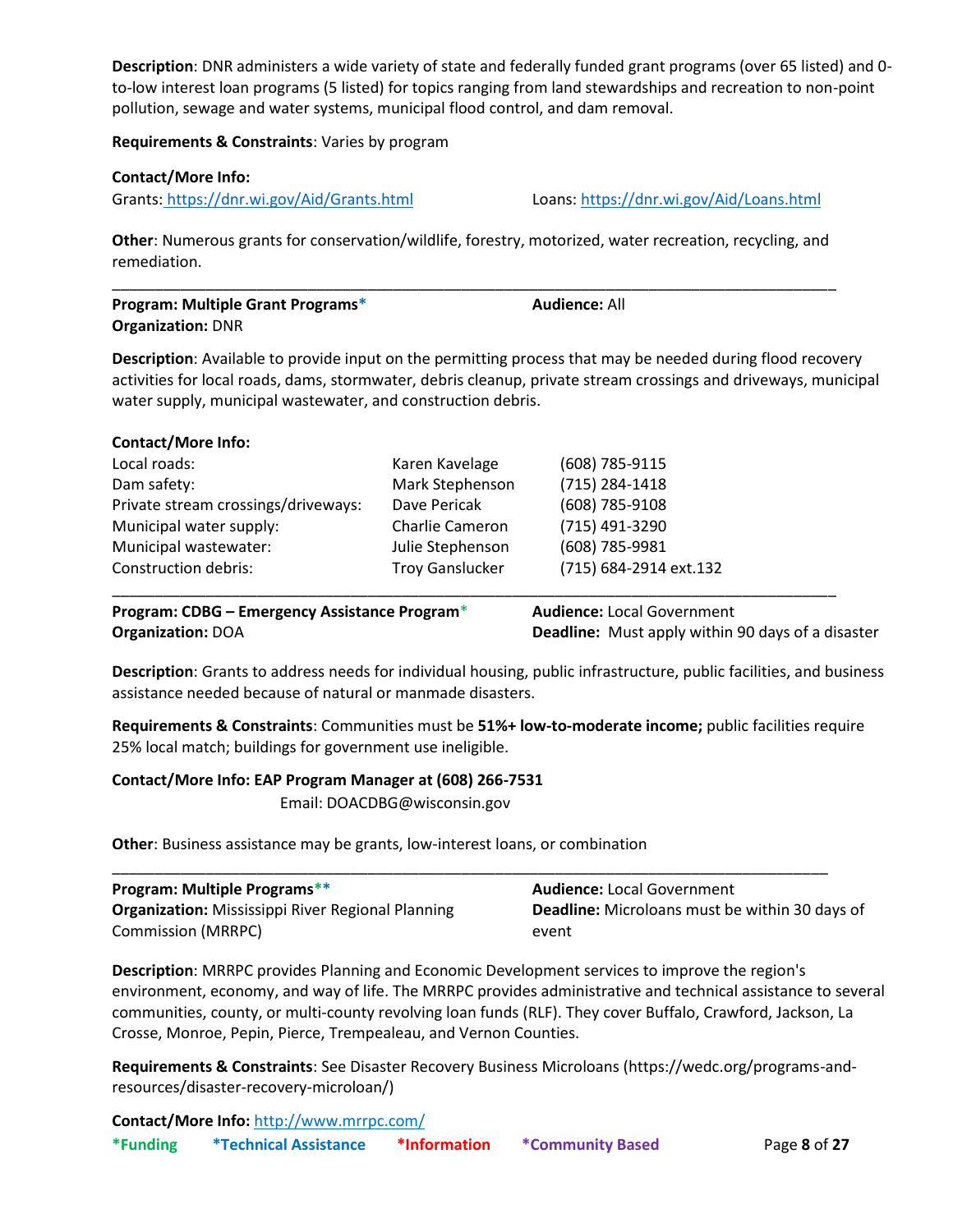**Description**: DNR administers a wide variety of state and federally funded grant programs (over 65 listed) and 0-to-low interest loan programs (5 listed) for topics ranging from land stewardships and recreation to non-point pollution, sewage and water systems, municipal flood control, and dam removal.

**Requirements & Constraints**: Varies by program

**Contact/More Info:**

Grants: https://dnr.wi.gov/Aid/Grants.html

Loans: https://dnr.wi.gov/Aid/Loans.html

**Other**: Numerous grants for conservation/wildlife, forestry, motorized, water recreation, recycling, and remediation.

---

**Program: Multiple Grant Programs***
**Organization:** DNR
**Audience:** All

**Description**: Available to provide input on the permitting process that may be needed during flood recovery activities for local roads, dams, stormwater, debris cleanup, private stream crossings and driveways, municipal water supply, municipal wastewater, and construction debris.

**Contact/More Info:**

| | | |
|---|---|---|
| Local roads: | Karen Kavelage | (608) 785-9115 |
| Dam safety: | Mark Stephenson | (715) 284-1418 |
| Private stream crossings/driveways: | Dave Pericak | (608) 785-9108 |
| Municipal water supply: | Charlie Cameron | (715) 491-3290 |
| Municipal wastewater: | Julie Stephenson | (608) 785-9981 |
| Construction debris: | Troy Ganslucker | (715) 684-2914 ext.132 |

---

**Program: CDBG – Emergency Assistance Program***
**Organization:** DOA
**Audience:** Local Government
**Deadline:** Must apply within 90 days of a disaster

**Description**: Grants to address needs for individual housing, public infrastructure, public facilities, and business assistance needed because of natural or manmade disasters.

**Requirements & Constraints**: Communities must be **51%+ low-to-moderate income;** public facilities require 25% local match; buildings for government use ineligible.

**Contact/More Info: EAP Program Manager at (608) 266-7531**
Email: DOACDBG@wisconsin.gov

**Other**: Business assistance may be grants, low-interest loans, or combination

---

**Program: Multiple Programs****
**Organization:** Mississippi River Regional Planning Commission (MRRPC)
**Audience:** Local Government
**Deadline:** Microloans must be within 30 days of event

**Description**: MRRPC provides Planning and Economic Development services to improve the region's environment, economy, and way of life. The MRRPC provides administrative and technical assistance to several communities, county, or multi-county revolving loan funds (RLF). They cover Buffalo, Crawford, Jackson, La Crosse, Monroe, Pepin, Pierce, Trempealeau, and Vernon Counties.

**Requirements & Constraints**: See Disaster Recovery Business Microloans (https://wedc.org/programs-and-resources/disaster-recovery-microloan/)

**Contact/More Info:** http://www.mrrpc.com/

***Funding** ***Technical Assistance** ***Information** ***Community Based**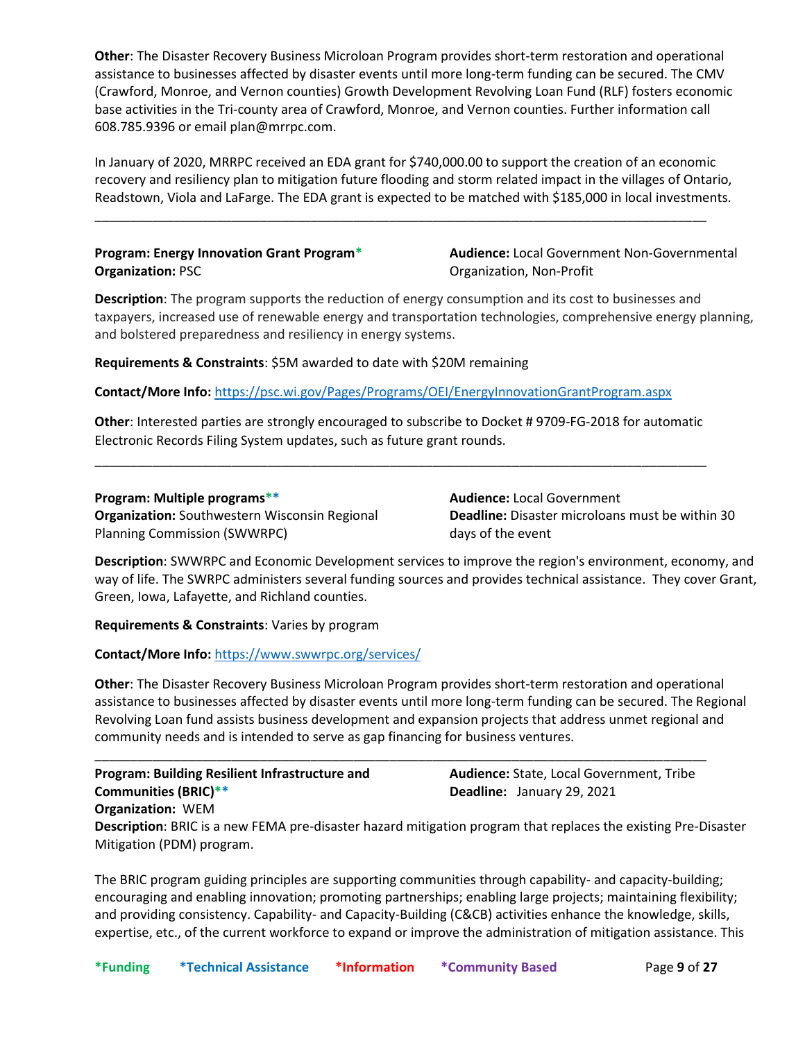**Other**: The Disaster Recovery Business Microloan Program provides short-term restoration and operational assistance to businesses affected by disaster events until more long-term funding can be secured. The CMV (Crawford, Monroe, and Vernon counties) Growth Development Revolving Loan Fund (RLF) fosters economic base activities in the Tri-county area of Crawford, Monroe, and Vernon counties. Further information call 608.785.9396 or email plan@mrrpc.com.

In January of 2020, MRRPC received an EDA grant for $740,000.00 to support the creation of an economic recovery and resiliency plan to mitigation future flooding and storm related impact in the villages of Ontario, Readstown, Viola and LaFarge. The EDA grant is expected to be matched with $185,000 in local investments.

---

**Program: Energy Innovation Grant Program***
**Organization:** PSC
**Audience:** Local Government Non-Governmental Organization, Non-Profit

**Description**: The program supports the reduction of energy consumption and its cost to businesses and taxpayers, increased use of renewable energy and transportation technologies, comprehensive energy planning, and bolstered preparedness and resiliency in energy systems.

**Requirements & Constraints**: $5M awarded to date with $20M remaining

**Contact/More Info:** https://psc.wi.gov/Pages/Programs/OEI/EnergyInnovationGrantProgram.aspx

**Other**: Interested parties are strongly encouraged to subscribe to Docket # 9709-FG-2018 for automatic Electronic Records Filing System updates, such as future grant rounds.

---

**Program: Multiple programs****
**Organization:** Southwestern Wisconsin Regional Planning Commission (SWWRPC)
**Audience:** Local Government
**Deadline:** Disaster microloans must be within 30 days of the event

**Description**: SWWRPC and Economic Development services to improve the region's environment, economy, and way of life. The SWRPC administers several funding sources and provides technical assistance. They cover Grant, Green, Iowa, Lafayette, and Richland counties.

**Requirements & Constraints**: Varies by program

**Contact/More Info:** https://www.swwrpc.org/services/

**Other**: The Disaster Recovery Business Microloan Program provides short-term restoration and operational assistance to businesses affected by disaster events until more long-term funding can be secured. The Regional Revolving Loan fund assists business development and expansion projects that address unmet regional and community needs and is intended to serve as gap financing for business ventures.

---

**Program: Building Resilient Infrastructure and Communities (BRIC)****
**Organization:** WEM
**Audience:** State, Local Government, Tribe
**Deadline:** January 29, 2021

**Description**: BRIC is a new FEMA pre-disaster hazard mitigation program that replaces the existing Pre-Disaster Mitigation (PDM) program.

The BRIC program guiding principles are supporting communities through capability- and capacity-building; encouraging and enabling innovation; promoting partnerships; enabling large projects; maintaining flexibility; and providing consistency. Capability- and Capacity-Building (C&CB) activities enhance the knowledge, skills, expertise, etc., of the current workforce to expand or improve the administration of mitigation assistance. This

*Funding *Technical Assistance *Information *Community Based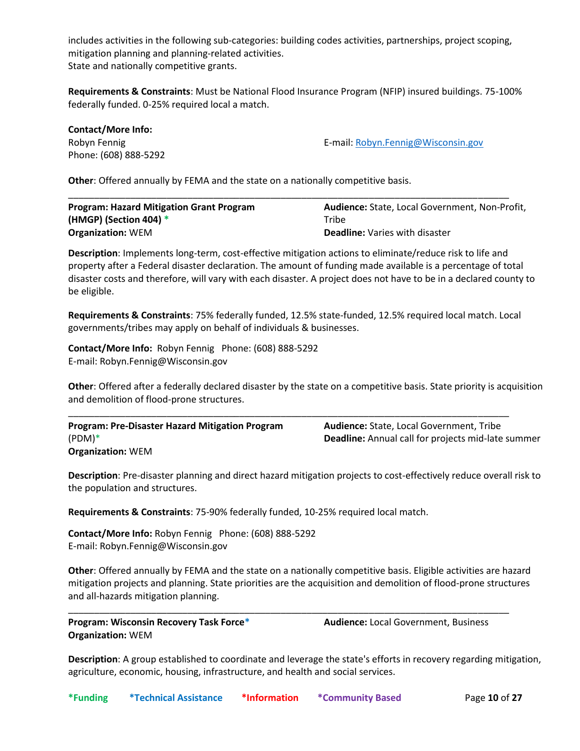includes activities in the following sub-categories: building codes activities, partnerships, project scoping, mitigation planning and planning-related activities.
State and nationally competitive grants.

**Requirements & Constraints**: Must be National Flood Insurance Program (NFIP) insured buildings. 75-100% federally funded. 0-25% required local a match.

**Contact/More Info:**
Robyn Fennig
Phone: (608) 888-5292
E-mail: Robyn.Fennig@Wisconsin.gov

**Other**: Offered annually by FEMA and the state on a nationally competitive basis.

---

**Program: Hazard Mitigation Grant Program (HMGP) (Section 404)** *
**Organization:** WEM
**Audience:** State, Local Government, Non-Profit, Tribe
**Deadline:** Varies with disaster

**Description**: Implements long-term, cost-effective mitigation actions to eliminate/reduce risk to life and property after a Federal disaster declaration. The amount of funding made available is a percentage of total disaster costs and therefore, will vary with each disaster. A project does not have to be in a declared county to be eligible.

**Requirements & Constraints**: 75% federally funded, 12.5% state-funded, 12.5% required local match. Local governments/tribes may apply on behalf of individuals & businesses.

**Contact/More Info:** Robyn Fennig Phone: (608) 888-5292
E-mail: Robyn.Fennig@Wisconsin.gov

**Other**: Offered after a federally declared disaster by the state on a competitive basis. State priority is acquisition and demolition of flood-prone structures.

---

**Program: Pre-Disaster Hazard Mitigation Program** (PDM)*
**Organization:** WEM
**Audience:** State, Local Government, Tribe
**Deadline:** Annual call for projects mid-late summer

**Description**: Pre-disaster planning and direct hazard mitigation projects to cost-effectively reduce overall risk to the population and structures.

**Requirements & Constraints**: 75-90% federally funded, 10-25% required local match.

**Contact/More Info:** Robyn Fennig Phone: (608) 888-5292
E-mail: Robyn.Fennig@Wisconsin.gov

**Other**: Offered annually by FEMA and the state on a nationally competitive basis. Eligible activities are hazard mitigation projects and planning. State priorities are the acquisition and demolition of flood-prone structures and all-hazards mitigation planning.

---

**Program: Wisconsin Recovery Task Force***
**Organization:** WEM
**Audience:** Local Government, Business

**Description**: A group established to coordinate and leverage the state's efforts in recovery regarding mitigation, agriculture, economic, housing, infrastructure, and health and social services.

***Funding** ***Technical Assistance** ***Information** ***Community Based**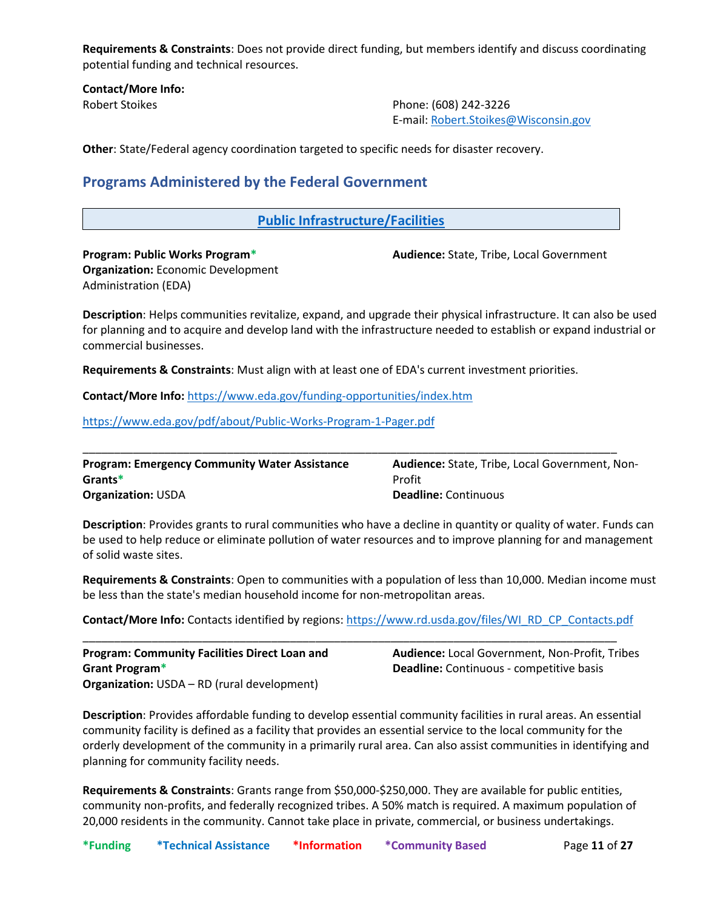**Requirements & Constraints**: Does not provide direct funding, but members identify and discuss coordinating potential funding and technical resources.

**Contact/More Info:**
Robert Stoikes
Phone: (608) 242-3226
E-mail: Robert.Stoikes@Wisconsin.gov

**Other**: State/Federal agency coordination targeted to specific needs for disaster recovery.

## Programs Administered by the Federal Government

### Public Infrastructure/Facilities

**Program: Public Works Program***
**Organization:** Economic Development Administration (EDA)
**Audience:** State, Tribe, Local Government

**Description**: Helps communities revitalize, expand, and upgrade their physical infrastructure. It can also be used for planning and to acquire and develop land with the infrastructure needed to establish or expand industrial or commercial businesses.

**Requirements & Constraints**: Must align with at least one of EDA's current investment priorities.

**Contact/More Info:** https://www.eda.gov/funding-opportunities/index.htm

https://www.eda.gov/pdf/about/Public-Works-Program-1-Pager.pdf

---

**Program: Emergency Community Water Assistance Grants***
**Organization:** USDA
**Audience:** State, Tribe, Local Government, Non-Profit
**Deadline:** Continuous

**Description**: Provides grants to rural communities who have a decline in quantity or quality of water. Funds can be used to help reduce or eliminate pollution of water resources and to improve planning for and management of solid waste sites.

**Requirements & Constraints**: Open to communities with a population of less than 10,000. Median income must be less than the state's median household income for non-metropolitan areas.

**Contact/More Info:** Contacts identified by regions: https://www.rd.usda.gov/files/WI_RD_CP_Contacts.pdf

---

**Program: Community Facilities Direct Loan and Grant Program***
**Organization:** USDA – RD (rural development)
**Audience:** Local Government, Non-Profit, Tribes
**Deadline:** Continuous - competitive basis

**Description**: Provides affordable funding to develop essential community facilities in rural areas. An essential community facility is defined as a facility that provides an essential service to the local community for the orderly development of the community in a primarily rural area. Can also assist communities in identifying and planning for community facility needs.

**Requirements & Constraints**: Grants range from $50,000-$250,000. They are available for public entities, community non-profits, and federally recognized tribes. A 50% match is required. A maximum population of 20,000 residents in the community. Cannot take place in private, commercial, or business undertakings.

*Funding *Technical Assistance *Information *Community Based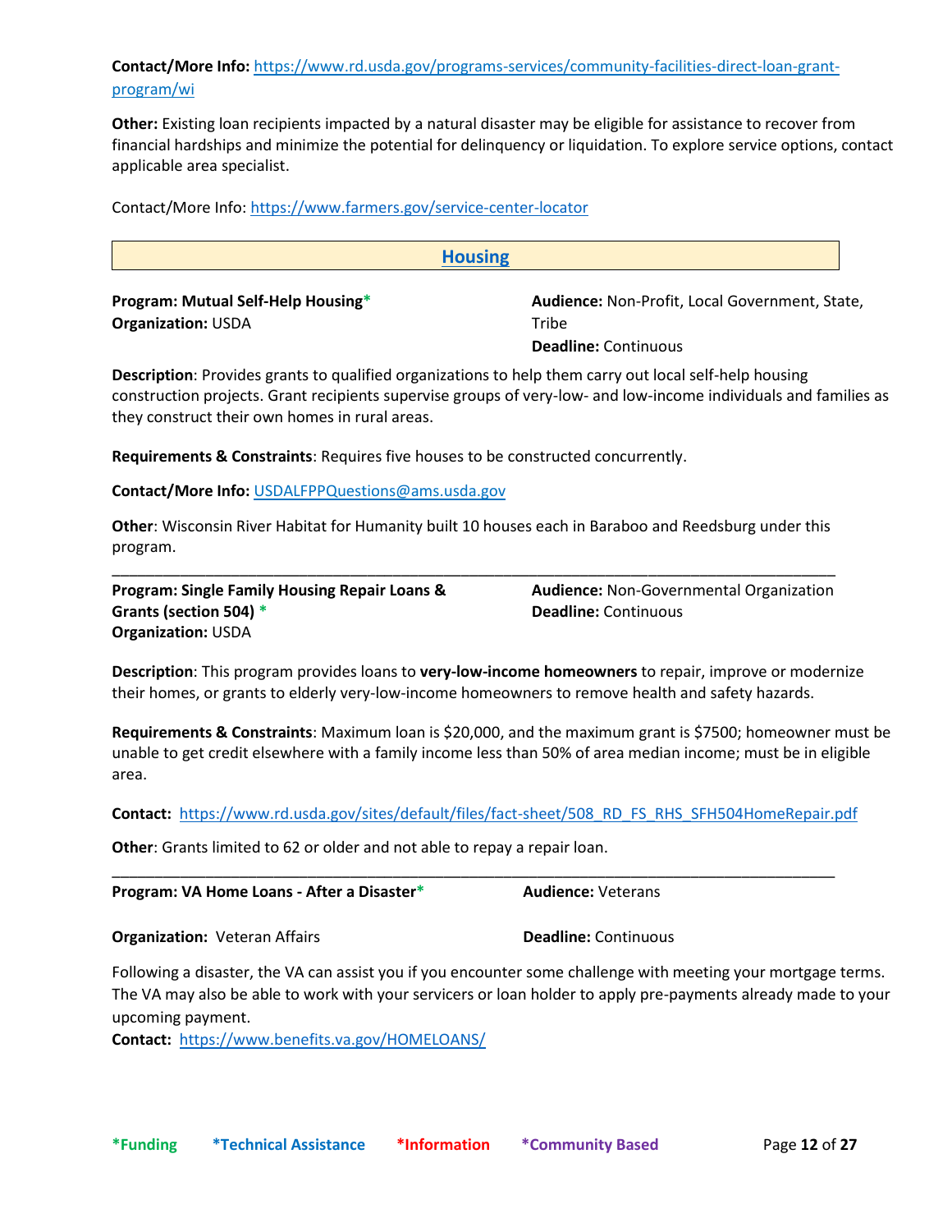**Contact/More Info:** https://www.rd.usda.gov/programs-services/community-facilities-direct-loan-grant-program/wi

**Other:** Existing loan recipients impacted by a natural disaster may be eligible for assistance to recover from financial hardships and minimize the potential for delinquency or liquidation. To explore service options, contact applicable area specialist.

Contact/More Info: https://www.farmers.gov/service-center-locator

## Housing

**Program: Mutual Self-Help Housing***
**Organization:** USDA

**Audience:** Non-Profit, Local Government, State, Tribe
**Deadline:** Continuous

**Description**: Provides grants to qualified organizations to help them carry out local self-help housing construction projects. Grant recipients supervise groups of very-low- and low-income individuals and families as they construct their own homes in rural areas.

**Requirements & Constraints**: Requires five houses to be constructed concurrently.

**Contact/More Info:** USDALFPPQuestions@ams.usda.gov

**Other**: Wisconsin River Habitat for Humanity built 10 houses each in Baraboo and Reedsburg under this program.

---

**Program: Single Family Housing Repair Loans & Grants (section 504) ***
**Organization:** USDA

**Audience:** Non-Governmental Organization
**Deadline:** Continuous

**Description**: This program provides loans to **very-low-income homeowners** to repair, improve or modernize their homes, or grants to elderly very-low-income homeowners to remove health and safety hazards.

**Requirements & Constraints**: Maximum loan is $20,000, and the maximum grant is $7500; homeowner must be unable to get credit elsewhere with a family income less than 50% of area median income; must be in eligible area.

**Contact:** https://www.rd.usda.gov/sites/default/files/fact-sheet/508_RD_FS_RHS_SFH504HomeRepair.pdf

**Other**: Grants limited to 62 or older and not able to repay a repair loan.

---

**Program: VA Home Loans - After a Disaster***
**Organization:** Veteran Affairs

**Audience:** Veterans
**Deadline:** Continuous

Following a disaster, the VA can assist you if you encounter some challenge with meeting your mortgage terms. The VA may also be able to work with your servicers or loan holder to apply pre-payments already made to your upcoming payment.
**Contact:** https://www.benefits.va.gov/HOMELOANS/

*Funding *Technical Assistance *Information *Community Based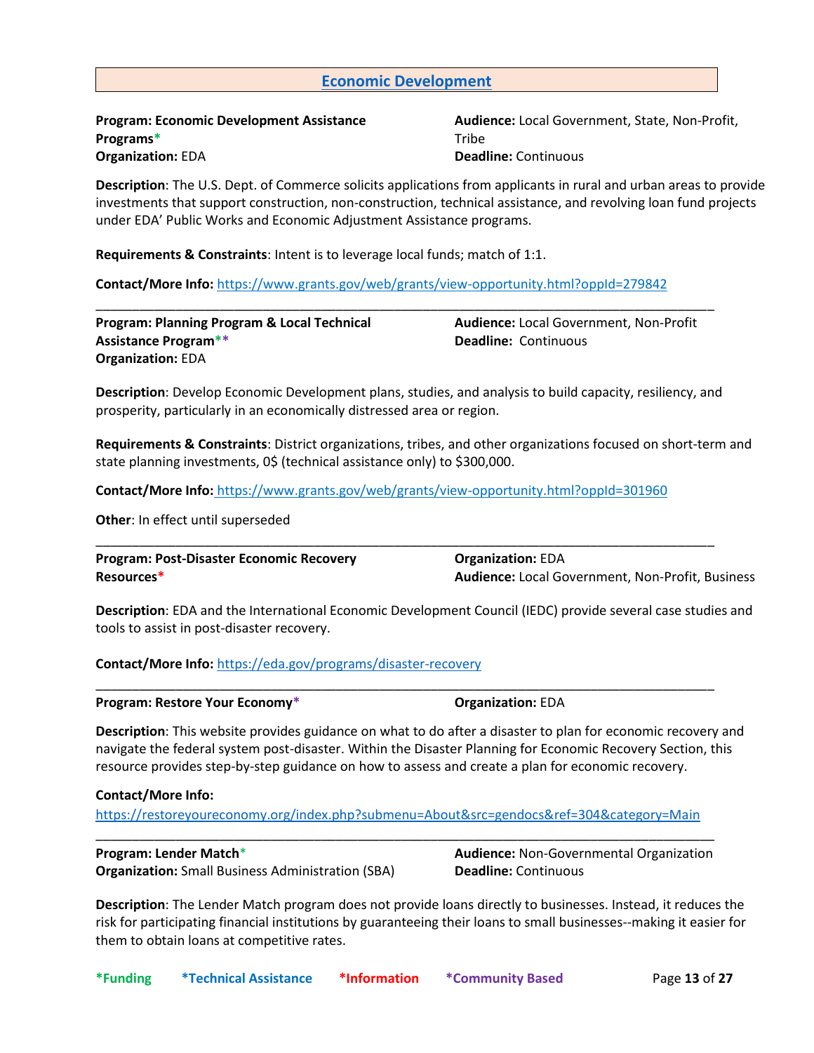## Economic Development

**Program: Economic Development Assistance Programs***
**Organization:** EDA
**Audience:** Local Government, State, Non-Profit, Tribe
**Deadline:** Continuous

**Description**: The U.S. Dept. of Commerce solicits applications from applicants in rural and urban areas to provide investments that support construction, non-construction, technical assistance, and revolving loan fund projects under EDA' Public Works and Economic Adjustment Assistance programs.

**Requirements & Constraints**: Intent is to leverage local funds; match of 1:1.

**Contact/More Info:** https://www.grants.gov/web/grants/view-opportunity.html?oppId=279842

---

**Program: Planning Program & Local Technical Assistance Program****
**Organization:** EDA
**Audience:** Local Government, Non-Profit
**Deadline:** Continuous

**Description**: Develop Economic Development plans, studies, and analysis to build capacity, resiliency, and prosperity, particularly in an economically distressed area or region.

**Requirements & Constraints**: District organizations, tribes, and other organizations focused on short-term and state planning investments, 0$ (technical assistance only) to $300,000.

**Contact/More Info:** https://www.grants.gov/web/grants/view-opportunity.html?oppId=301960

**Other**: In effect until superseded

---

**Program: Post-Disaster Economic Recovery Resources***
**Organization:** EDA
**Audience:** Local Government, Non-Profit, Business

**Description**: EDA and the International Economic Development Council (IEDC) provide several case studies and tools to assist in post-disaster recovery.

**Contact/More Info:** https://eda.gov/programs/disaster-recovery

---

**Program: Restore Your Economy***
**Organization:** EDA

**Description**: This website provides guidance on what to do after a disaster to plan for economic recovery and navigate the federal system post-disaster. Within the Disaster Planning for Economic Recovery Section, this resource provides step-by-step guidance on how to assess and create a plan for economic recovery.

**Contact/More Info:**
https://restoreyoureconomy.org/index.php?submenu=About&src=gendocs&ref=304&category=Main

---

**Program: Lender Match***
**Organization:** Small Business Administration (SBA)
**Audience:** Non-Governmental Organization
**Deadline:** Continuous

**Description**: The Lender Match program does not provide loans directly to businesses. Instead, it reduces the risk for participating financial institutions by guaranteeing their loans to small businesses--making it easier for them to obtain loans at competitive rates.

*Funding *Technical Assistance *Information *Community Based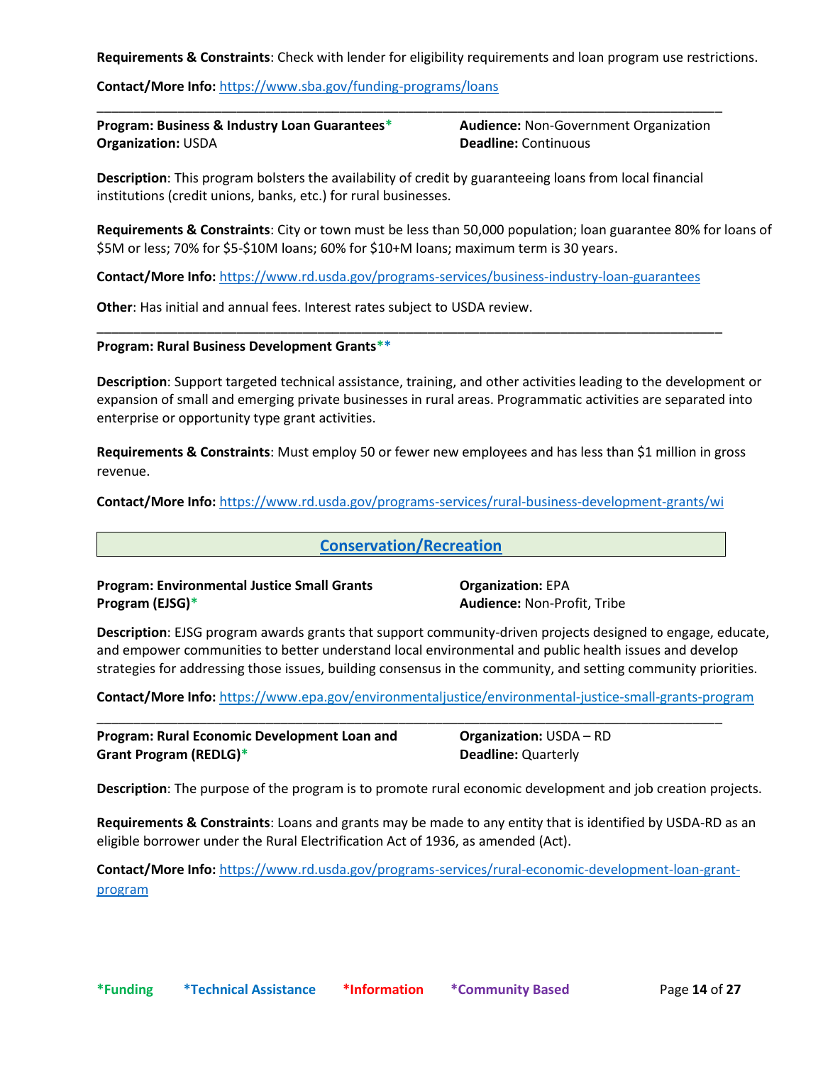**Requirements & Constraints**: Check with lender for eligibility requirements and loan program use restrictions.

**Contact/More Info:** https://www.sba.gov/funding-programs/loans

---

**Program: Business & Industry Loan Guarantees***
**Organization:** USDA
**Audience:** Non-Government Organization
**Deadline:** Continuous

**Description**: This program bolsters the availability of credit by guaranteeing loans from local financial institutions (credit unions, banks, etc.) for rural businesses.

**Requirements & Constraints**: City or town must be less than 50,000 population; loan guarantee 80% for loans of $5M or less; 70% for $5-$10M loans; 60% for $10+M loans; maximum term is 30 years.

**Contact/More Info:** https://www.rd.usda.gov/programs-services/business-industry-loan-guarantees

**Other**: Has initial and annual fees. Interest rates subject to USDA review.

---

**Program: Rural Business Development Grants****

**Description**: Support targeted technical assistance, training, and other activities leading to the development or expansion of small and emerging private businesses in rural areas. Programmatic activities are separated into enterprise or opportunity type grant activities.

**Requirements & Constraints**: Must employ 50 or fewer new employees and has less than $1 million in gross revenue.

**Contact/More Info:** https://www.rd.usda.gov/programs-services/rural-business-development-grants/wi

## Conservation/Recreation

**Program: Environmental Justice Small Grants Program (EJSG)***
**Organization:** EPA
**Audience:** Non-Profit, Tribe

**Description**: EJSG program awards grants that support community-driven projects designed to engage, educate, and empower communities to better understand local environmental and public health issues and develop strategies for addressing those issues, building consensus in the community, and setting community priorities.

**Contact/More Info:** https://www.epa.gov/environmentaljustice/environmental-justice-small-grants-program

---

**Program: Rural Economic Development Loan and Grant Program (REDLG)***
**Organization:** USDA – RD
**Deadline:** Quarterly

**Description**: The purpose of the program is to promote rural economic development and job creation projects.

**Requirements & Constraints**: Loans and grants may be made to any entity that is identified by USDA-RD as an eligible borrower under the Rural Electrification Act of 1936, as amended (Act).

**Contact/More Info:** https://www.rd.usda.gov/programs-services/rural-economic-development-loan-grant-program

*Funding *Technical Assistance *Information *Community Based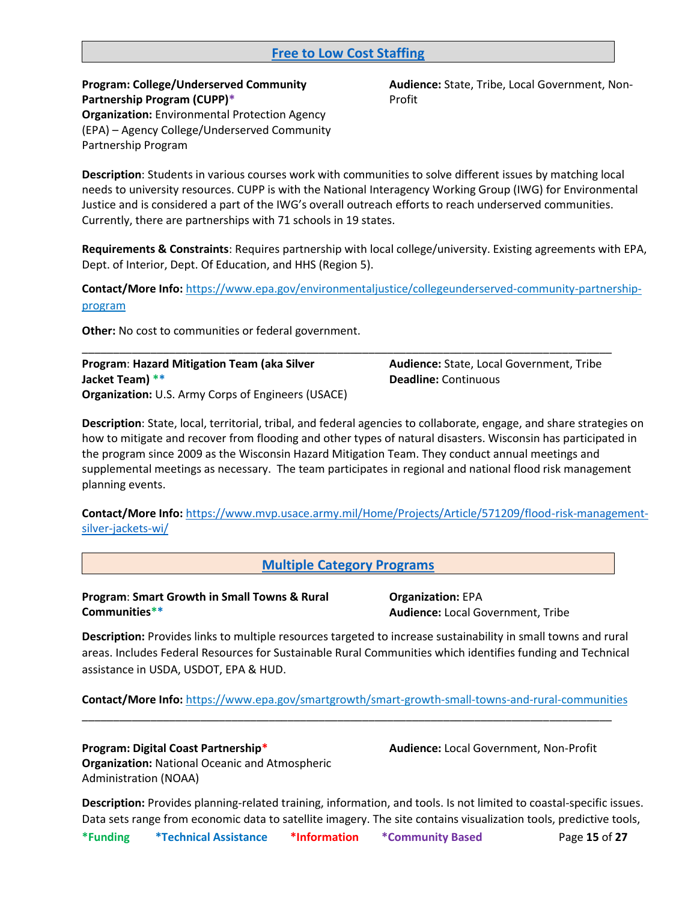## Free to Low Cost Staffing

**Program: College/Underserved Community Partnership Program (CUPP)***
**Organization:** Environmental Protection Agency (EPA) – Agency College/Underserved Community Partnership Program

**Audience:** State, Tribe, Local Government, Non-Profit

**Description**: Students in various courses work with communities to solve different issues by matching local needs to university resources. CUPP is with the National Interagency Working Group (IWG) for Environmental Justice and is considered a part of the IWG's overall outreach efforts to reach underserved communities. Currently, there are partnerships with 71 schools in 19 states.

**Requirements & Constraints**: Requires partnership with local college/university. Existing agreements with EPA, Dept. of Interior, Dept. Of Education, and HHS (Region 5).

**Contact/More Info:** https://www.epa.gov/environmentaljustice/collegeunderserved-community-partnership-program

**Other:** No cost to communities or federal government.

---

**Program**: **Hazard Mitigation Team (aka Silver Jacket Team) ****
**Organization:** U.S. Army Corps of Engineers (USACE)

**Audience:** State, Local Government, Tribe
**Deadline:** Continuous

**Description**: State, local, territorial, tribal, and federal agencies to collaborate, engage, and share strategies on how to mitigate and recover from flooding and other types of natural disasters. Wisconsin has participated in the program since 2009 as the Wisconsin Hazard Mitigation Team. They conduct annual meetings and supplemental meetings as necessary. The team participates in regional and national flood risk management planning events.

**Contact/More Info:** https://www.mvp.usace.army.mil/Home/Projects/Article/571209/flood-risk-management-silver-jackets-wi/

## Multiple Category Programs

**Program**: **Smart Growth in Small Towns & Rural Communities****

**Organization:** EPA
**Audience:** Local Government, Tribe

**Description:** Provides links to multiple resources targeted to increase sustainability in small towns and rural areas. Includes Federal Resources for Sustainable Rural Communities which identifies funding and Technical assistance in USDA, USDOT, EPA & HUD.

**Contact/More Info:** https://www.epa.gov/smartgrowth/smart-growth-small-towns-and-rural-communities

---

**Program: Digital Coast Partnership***
**Organization:** National Oceanic and Atmospheric Administration (NOAA)

**Audience:** Local Government, Non-Profit

**Description:** Provides planning-related training, information, and tools. Is not limited to coastal-specific issues. Data sets range from economic data to satellite imagery. The site contains visualization tools, predictive tools,

*Funding *Technical Assistance *Information *Community Based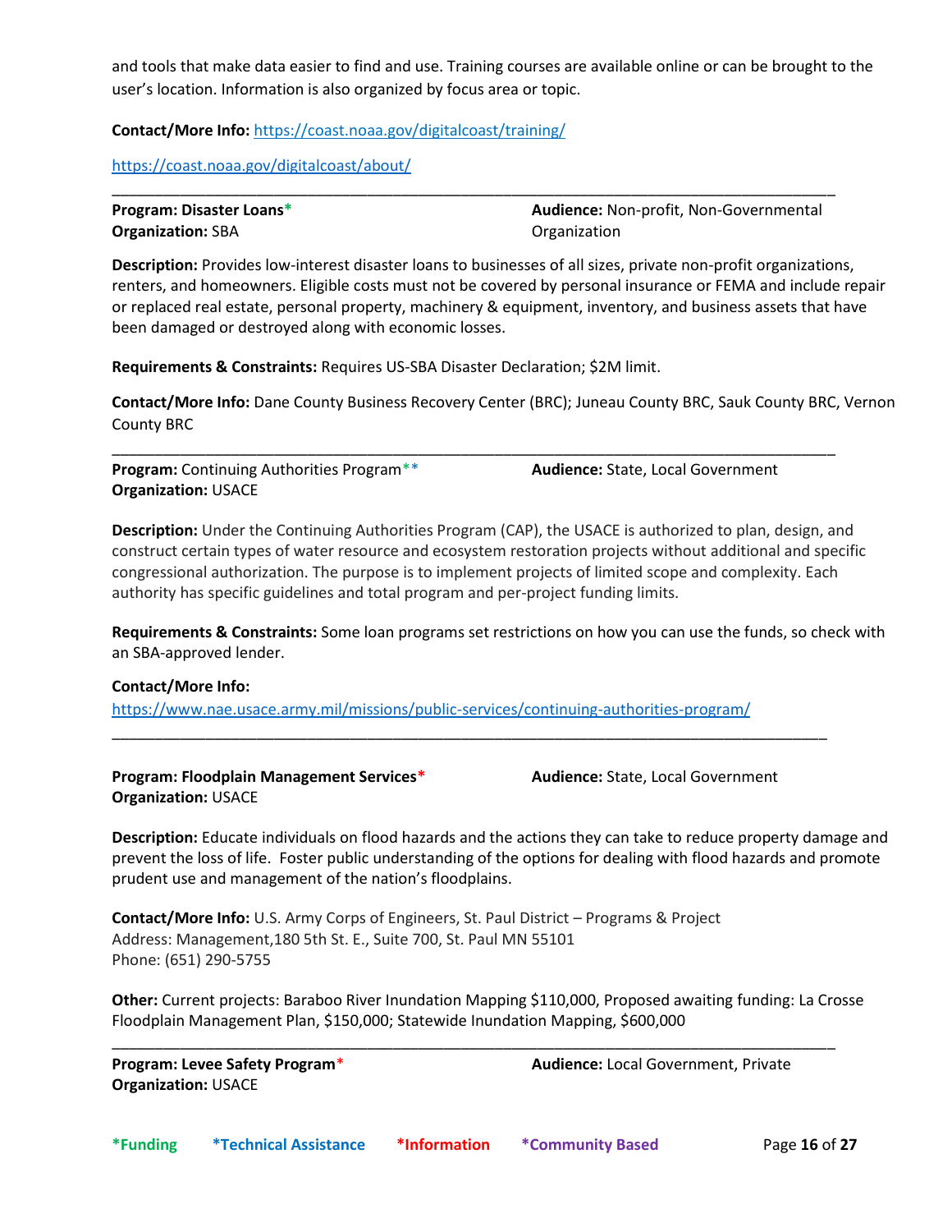and tools that make data easier to find and use. Training courses are available online or can be brought to the user's location. Information is also organized by focus area or topic.

**Contact/More Info:** https://coast.noaa.gov/digitalcoast/training/

https://coast.noaa.gov/digitalcoast/about/

---

**Program: Disaster Loans***
**Organization:** SBA

**Audience:** Non-profit, Non-Governmental Organization

**Description:** Provides low-interest disaster loans to businesses of all sizes, private non-profit organizations, renters, and homeowners. Eligible costs must not be covered by personal insurance or FEMA and include repair or replaced real estate, personal property, machinery & equipment, inventory, and business assets that have been damaged or destroyed along with economic losses.

**Requirements & Constraints:** Requires US-SBA Disaster Declaration; $2M limit.

**Contact/More Info:** Dane County Business Recovery Center (BRC); Juneau County BRC, Sauk County BRC, Vernon County BRC

---

**Program:** Continuing Authorities Program**
**Organization:** USACE

**Audience:** State, Local Government

**Description:** Under the Continuing Authorities Program (CAP), the USACE is authorized to plan, design, and construct certain types of water resource and ecosystem restoration projects without additional and specific congressional authorization. The purpose is to implement projects of limited scope and complexity. Each authority has specific guidelines and total program and per-project funding limits.

**Requirements & Constraints:** Some loan programs set restrictions on how you can use the funds, so check with an SBA-approved lender.

**Contact/More Info:**
https://www.nae.usace.army.mil/missions/public-services/continuing-authorities-program/

---

**Program: Floodplain Management Services***
**Organization:** USACE

**Audience:** State, Local Government

**Description:** Educate individuals on flood hazards and the actions they can take to reduce property damage and prevent the loss of life. Foster public understanding of the options for dealing with flood hazards and promote prudent use and management of the nation's floodplains.

**Contact/More Info:** U.S. Army Corps of Engineers, St. Paul District – Programs & Project
Address: Management,180 5th St. E., Suite 700, St. Paul MN 55101
Phone: (651) 290-5755

**Other:** Current projects: Baraboo River Inundation Mapping $110,000, Proposed awaiting funding: La Crosse Floodplain Management Plan, $150,000; Statewide Inundation Mapping, $600,000

---

**Program: Levee Safety Program***
**Organization:** USACE

**Audience:** Local Government, Private

**\*Funding** **\*Technical Assistance** **\*Information** **\*Community Based**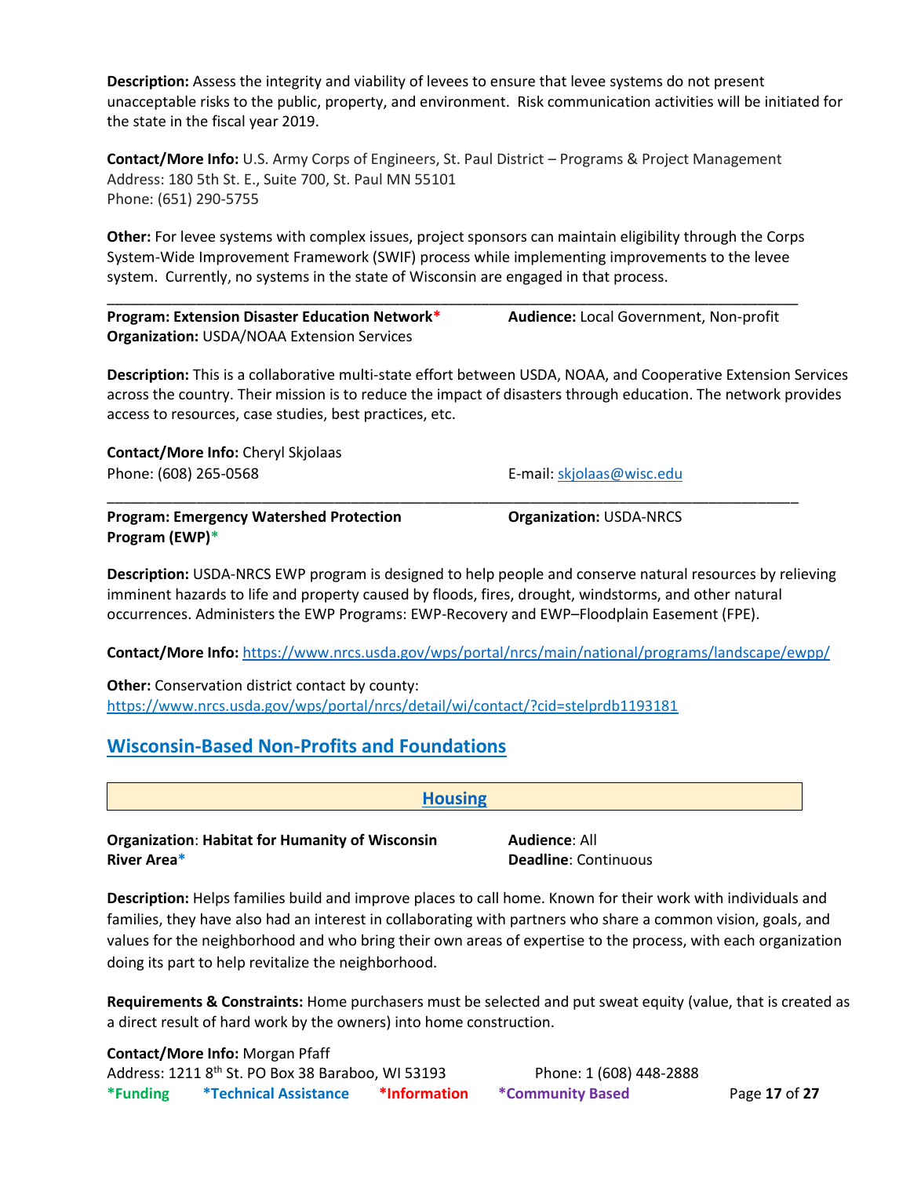**Description:** Assess the integrity and viability of levees to ensure that levee systems do not present unacceptable risks to the public, property, and environment. Risk communication activities will be initiated for the state in the fiscal year 2019.

**Contact/More Info:** U.S. Army Corps of Engineers, St. Paul District – Programs & Project Management
Address: 180 5th St. E., Suite 700, St. Paul MN 55101
Phone: (651) 290-5755

**Other:** For levee systems with complex issues, project sponsors can maintain eligibility through the Corps System-Wide Improvement Framework (SWIF) process while implementing improvements to the levee system. Currently, no systems in the state of Wisconsin are engaged in that process.

---

**Program: Extension Disaster Education Network*** **Audience:** Local Government, Non-profit
**Organization:** USDA/NOAA Extension Services

**Description:** This is a collaborative multi-state effort between USDA, NOAA, and Cooperative Extension Services across the country. Their mission is to reduce the impact of disasters through education. The network provides access to resources, case studies, best practices, etc.

**Contact/More Info:** Cheryl Skjolaas
Phone: (608) 265-0568 E-mail: skjolaas@wisc.edu

---

**Program: Emergency Watershed Protection Program (EWP)*** **Organization:** USDA-NRCS

**Description:** USDA-NRCS EWP program is designed to help people and conserve natural resources by relieving imminent hazards to life and property caused by floods, fires, drought, windstorms, and other natural occurrences. Administers the EWP Programs: EWP-Recovery and EWP–Floodplain Easement (FPE).

**Contact/More Info:** https://www.nrcs.usda.gov/wps/portal/nrcs/main/national/programs/landscape/ewpp/

**Other:** Conservation district contact by county:
https://www.nrcs.usda.gov/wps/portal/nrcs/detail/wi/contact/?cid=stelprdb1193181

## Wisconsin-Based Non-Profits and Foundations

### Housing

**Organization**: **Habitat for Humanity of Wisconsin River Area*** **Audience**: All
**Deadline**: Continuous

**Description:** Helps families build and improve places to call home. Known for their work with individuals and families, they have also had an interest in collaborating with partners who share a common vision, goals, and values for the neighborhood and who bring their own areas of expertise to the process, with each organization doing its part to help revitalize the neighborhood.

**Requirements & Constraints:** Home purchasers must be selected and put sweat equity (value, that is created as a direct result of hard work by the owners) into home construction.

**Contact/More Info:** Morgan Pfaff
Address: 1211 8th St. PO Box 38 Baraboo, WI 53193 Phone: 1 (608) 448-2888

***Funding** ***Technical Assistance** ***Information** ***Community Based**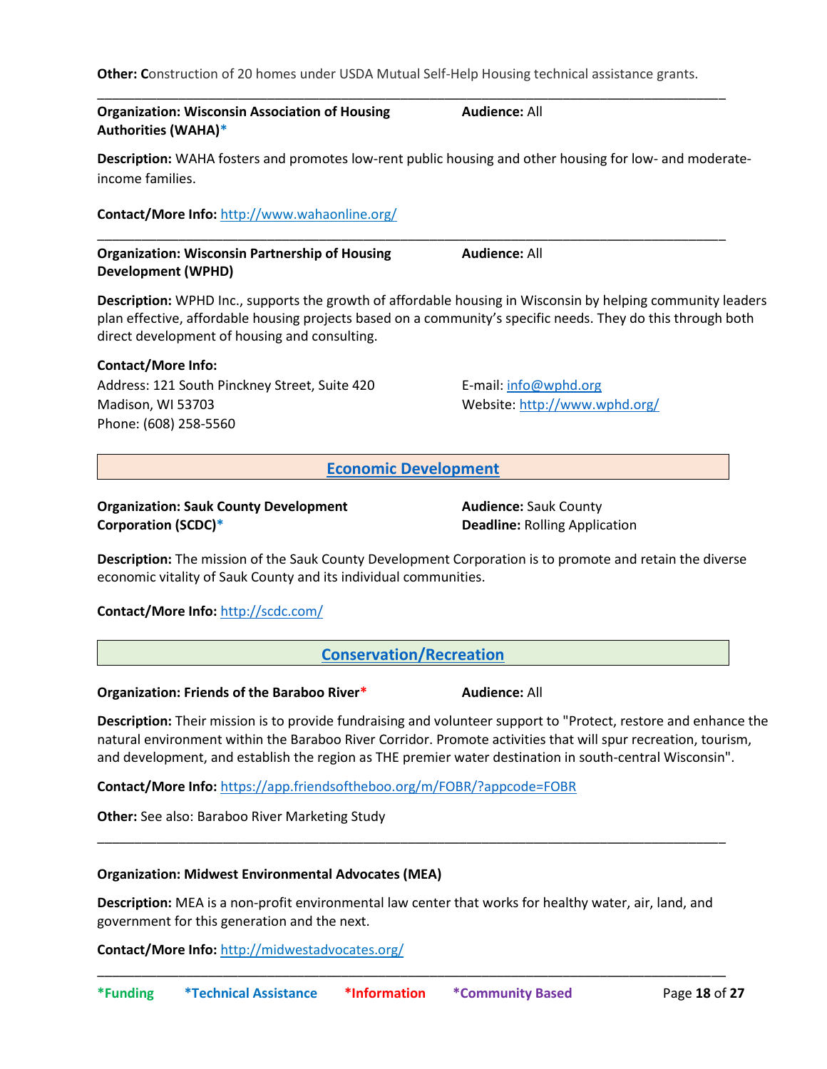**Other: C**onstruction of 20 homes under USDA Mutual Self-Help Housing technical assistance grants.

---

**Organization: Wisconsin Association of Housing Authorities (WAHA)*** **Audience:** All

**Description:** WAHA fosters and promotes low-rent public housing and other housing for low- and moderate-income families.

**Contact/More Info:** http://www.wahaonline.org/

---

**Organization: Wisconsin Partnership of Housing Development (WPHD)** **Audience:** All

**Description:** WPHD Inc., supports the growth of affordable housing in Wisconsin by helping community leaders plan effective, affordable housing projects based on a community's specific needs. They do this through both direct development of housing and consulting.

**Contact/More Info:**
Address: 121 South Pinckney Street, Suite 420
Madison, WI 53703
Phone: (608) 258-5560
E-mail: info@wphd.org
Website: http://www.wphd.org/

## Economic Development

**Organization: Sauk County Development Corporation (SCDC)*** **Audience:** Sauk County
**Deadline:** Rolling Application

**Description:** The mission of the Sauk County Development Corporation is to promote and retain the diverse economic vitality of Sauk County and its individual communities.

**Contact/More Info:** http://scdc.com/

## Conservation/Recreation

**Organization: Friends of the Baraboo River*** **Audience:** All

**Description:** Their mission is to provide fundraising and volunteer support to "Protect, restore and enhance the natural environment within the Baraboo River Corridor. Promote activities that will spur recreation, tourism, and development, and establish the region as THE premier water destination in south-central Wisconsin".

**Contact/More Info:** https://app.friendsoftheboo.org/m/FOBR/?appcode=FOBR

**Other:** See also: Baraboo River Marketing Study

---

**Organization: Midwest Environmental Advocates (MEA)**

**Description:** MEA is a non-profit environmental law center that works for healthy water, air, land, and government for this generation and the next.

**Contact/More Info:** http://midwestadvocates.org/

---

***Funding** ***Technical Assistance** ***Information** ***Community Based**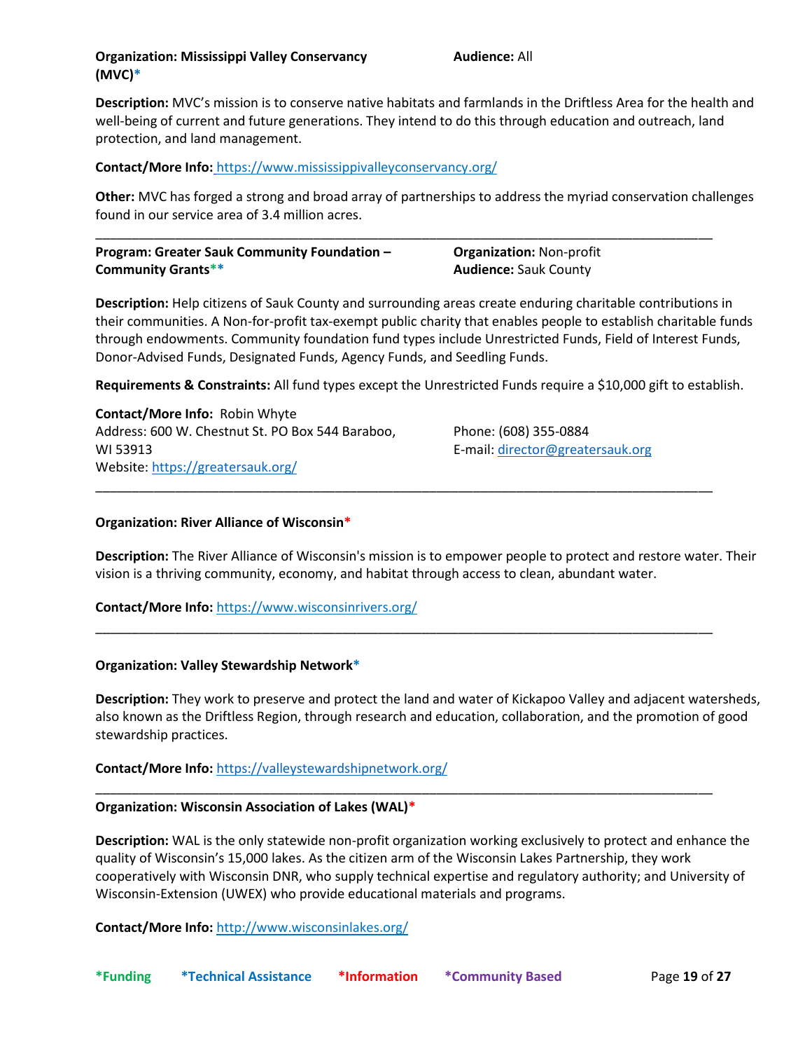**Organization: Mississippi Valley Conservancy (MVC)***

**Audience:** All

**Description:** MVC's mission is to conserve native habitats and farmlands in the Driftless Area for the health and well-being of current and future generations. They intend to do this through education and outreach, land protection, and land management.

**Contact/More Info:** https://www.mississippivalleyconservancy.org/

**Other:** MVC has forged a strong and broad array of partnerships to address the myriad conservation challenges found in our service area of 3.4 million acres.

---

**Program: Greater Sauk Community Foundation – Community Grants****

**Organization:** Non-profit
**Audience:** Sauk County

**Description:** Help citizens of Sauk County and surrounding areas create enduring charitable contributions in their communities. A Non-for-profit tax-exempt public charity that enables people to establish charitable funds through endowments. Community foundation fund types include Unrestricted Funds, Field of Interest Funds, Donor-Advised Funds, Designated Funds, Agency Funds, and Seedling Funds.

**Requirements & Constraints:** All fund types except the Unrestricted Funds require a $10,000 gift to establish.

**Contact/More Info:** Robin Whyte
Address: 600 W. Chestnut St. PO Box 544 Baraboo, WI 53913
Website: https://greatersauk.org/
Phone: (608) 355-0884
E-mail: director@greatersauk.org

---

**Organization: River Alliance of Wisconsin***

**Description:** The River Alliance of Wisconsin's mission is to empower people to protect and restore water. Their vision is a thriving community, economy, and habitat through access to clean, abundant water.

**Contact/More Info:** https://www.wisconsinrivers.org/

---

**Organization: Valley Stewardship Network***

**Description:** They work to preserve and protect the land and water of Kickapoo Valley and adjacent watersheds, also known as the Driftless Region, through research and education, collaboration, and the promotion of good stewardship practices.

**Contact/More Info:** https://valleystewardshipnetwork.org/

---

**Organization: Wisconsin Association of Lakes (WAL)***

**Description:** WAL is the only statewide non-profit organization working exclusively to protect and enhance the quality of Wisconsin's 15,000 lakes. As the citizen arm of the Wisconsin Lakes Partnership, they work cooperatively with Wisconsin DNR, who supply technical expertise and regulatory authority; and University of Wisconsin-Extension (UWEX) who provide educational materials and programs.

**Contact/More Info:** http://www.wisconsinlakes.org/

*Funding *Technical Assistance *Information *Community Based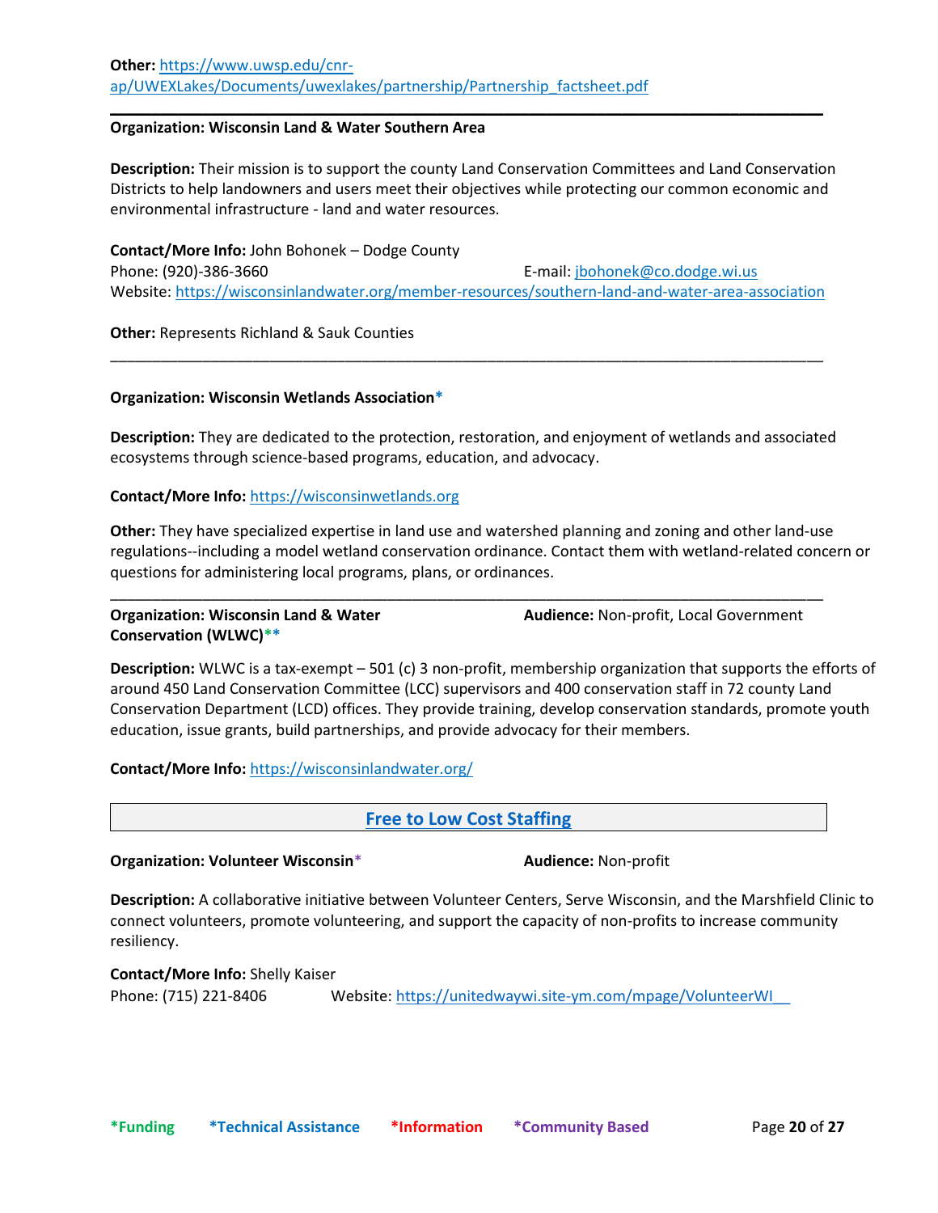**Other:** https://www.uwsp.edu/cnr-ap/UWEXLakes/Documents/uwexlakes/partnership/Partnership_factsheet.pdf

---

**Organization: Wisconsin Land & Water Southern Area**

**Description:** Their mission is to support the county Land Conservation Committees and Land Conservation Districts to help landowners and users meet their objectives while protecting our common economic and environmental infrastructure - land and water resources.

**Contact/More Info:** John Bohonek – Dodge County
Phone: (920)-386-3660 E-mail: jbohonek@co.dodge.wi.us
Website: https://wisconsinlandwater.org/member-resources/southern-land-and-water-area-association

**Other:** Represents Richland & Sauk Counties

---

**Organization: Wisconsin Wetlands Association***

**Description:** They are dedicated to the protection, restoration, and enjoyment of wetlands and associated ecosystems through science-based programs, education, and advocacy.

**Contact/More Info:** https://wisconsinwetlands.org

**Other:** They have specialized expertise in land use and watershed planning and zoning and other land-use regulations--including a model wetland conservation ordinance. Contact them with wetland-related concern or questions for administering local programs, plans, or ordinances.

---

**Organization: Wisconsin Land & Water Conservation (WLWC)**** **Audience:** Non-profit, Local Government

**Description:** WLWC is a tax-exempt – 501 (c) 3 non-profit, membership organization that supports the efforts of around 450 Land Conservation Committee (LCC) supervisors and 400 conservation staff in 72 county Land Conservation Department (LCD) offices. They provide training, develop conservation standards, promote youth education, issue grants, build partnerships, and provide advocacy for their members.

**Contact/More Info:** https://wisconsinlandwater.org/

## Free to Low Cost Staffing

**Organization: Volunteer Wisconsin*** **Audience:** Non-profit

**Description:** A collaborative initiative between Volunteer Centers, Serve Wisconsin, and the Marshfield Clinic to connect volunteers, promote volunteering, and support the capacity of non-profits to increase community resiliency.

**Contact/More Info:** Shelly Kaiser
Phone: (715) 221-8406 Website: https://unitedwaywi.site-ym.com/mpage/VolunteerWI

*Funding *Technical Assistance *Information *Community Based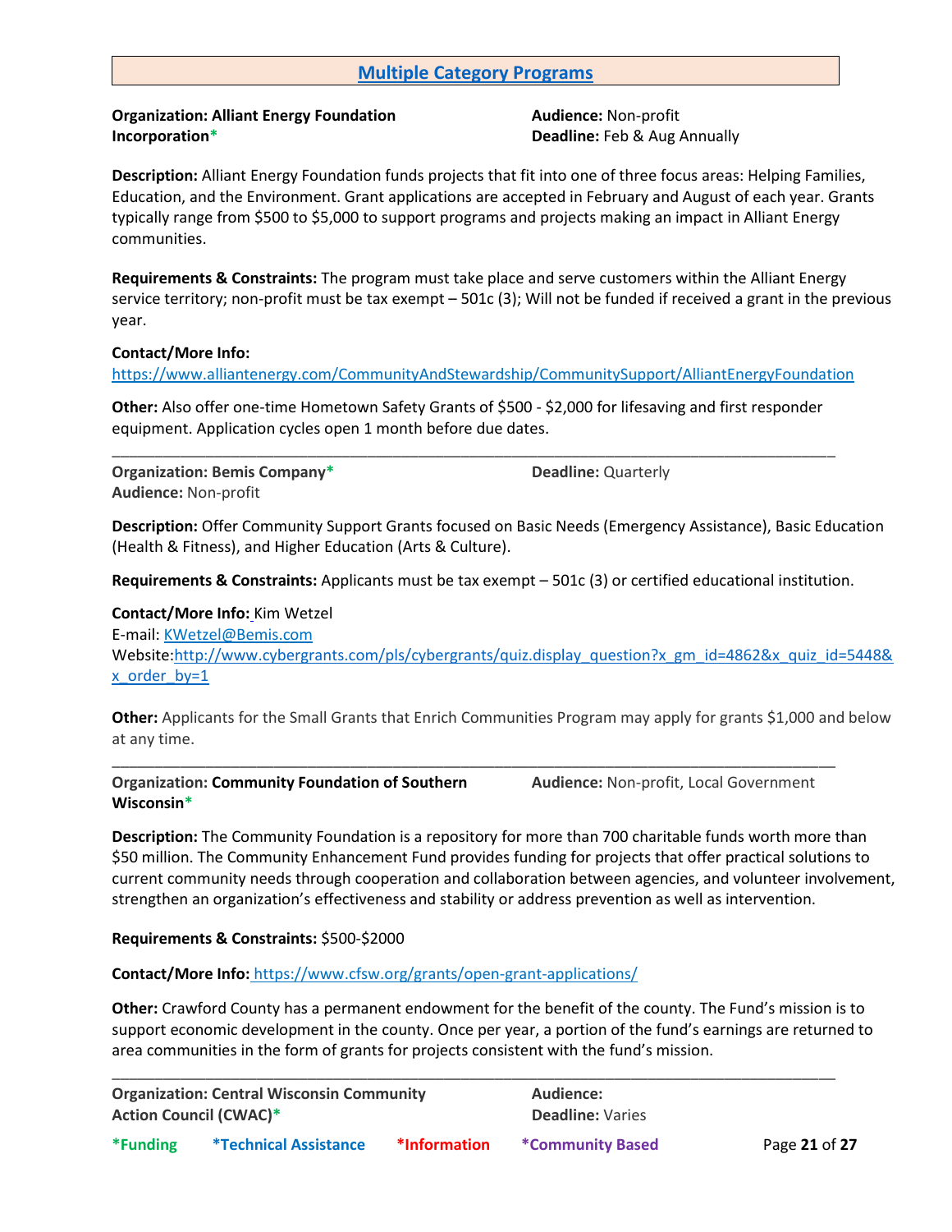## Multiple Category Programs

**Organization: Alliant Energy Foundation Incorporation***

**Audience:** Non-profit
**Deadline:** Feb & Aug Annually

**Description:** Alliant Energy Foundation funds projects that fit into one of three focus areas: Helping Families, Education, and the Environment. Grant applications are accepted in February and August of each year. Grants typically range from $500 to $5,000 to support programs and projects making an impact in Alliant Energy communities.

**Requirements & Constraints:** The program must take place and serve customers within the Alliant Energy service territory; non-profit must be tax exempt – 501c (3); Will not be funded if received a grant in the previous year.

**Contact/More Info:**
https://www.alliantenergy.com/CommunityAndStewardship/CommunitySupport/AlliantEnergyFoundation

**Other:** Also offer one-time Hometown Safety Grants of $500 - $2,000 for lifesaving and first responder equipment. Application cycles open 1 month before due dates.

---

**Organization: Bemis Company***

**Deadline:** Quarterly
**Audience:** Non-profit

**Description:** Offer Community Support Grants focused on Basic Needs (Emergency Assistance), Basic Education (Health & Fitness), and Higher Education (Arts & Culture).

**Requirements & Constraints:** Applicants must be tax exempt – 501c (3) or certified educational institution.

**Contact/More Info:** Kim Wetzel
E-mail: KWetzel@Bemis.com
Website: http://www.cybergrants.com/pls/cybergrants/quiz.display_question?x_gm_id=4862&x_quiz_id=5448&x_order_by=1

**Other:** Applicants for the Small Grants that Enrich Communities Program may apply for grants $1,000 and below at any time.

---

**Organization: Community Foundation of Southern Wisconsin***

**Audience:** Non-profit, Local Government

**Description:** The Community Foundation is a repository for more than 700 charitable funds worth more than $50 million. The Community Enhancement Fund provides funding for projects that offer practical solutions to current community needs through cooperation and collaboration between agencies, and volunteer involvement, strengthen an organization's effectiveness and stability or address prevention as well as intervention.

**Requirements & Constraints:** $500-$2000

**Contact/More Info:** https://www.cfsw.org/grants/open-grant-applications/

**Other:** Crawford County has a permanent endowment for the benefit of the county. The Fund's mission is to support economic development in the county. Once per year, a portion of the fund's earnings are returned to area communities in the form of grants for projects consistent with the fund's mission.

---

**Organization: Central Wisconsin Community Action Council (CWAC)***

**Audience:**
**Deadline:** Varies

*Funding *Technical Assistance *Information *Community Based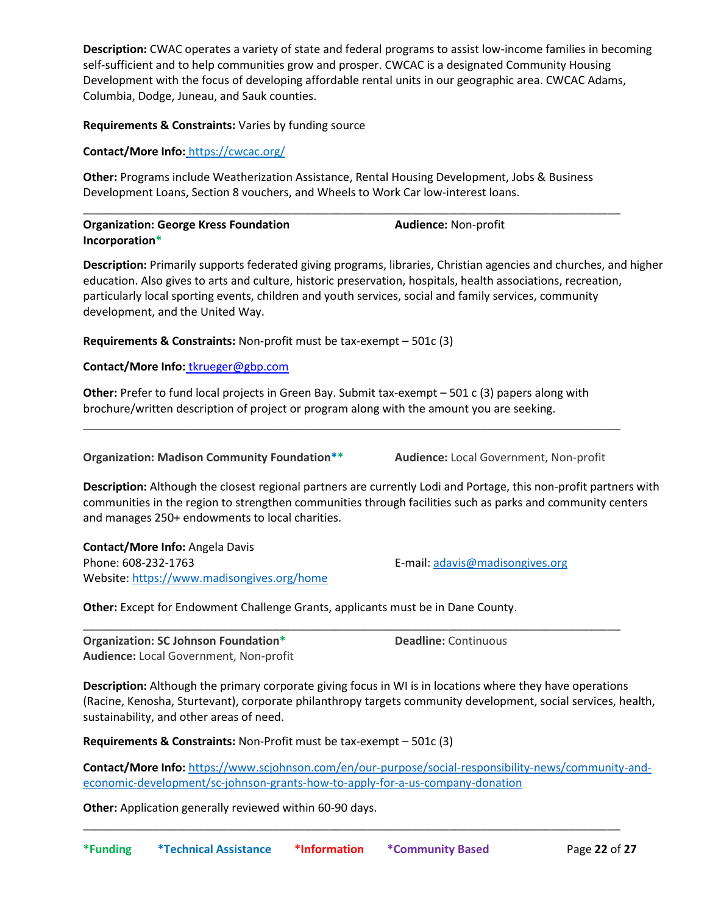**Description:** CWAC operates a variety of state and federal programs to assist low-income families in becoming self-sufficient and to help communities grow and prosper. CWCAC is a designated Community Housing Development with the focus of developing affordable rental units in our geographic area. CWCAC Adams, Columbia, Dodge, Juneau, and Sauk counties.

**Requirements & Constraints:** Varies by funding source

**Contact/More Info:** https://cwcac.org/

**Other:** Programs include Weatherization Assistance, Rental Housing Development, Jobs & Business Development Loans, Section 8 vouchers, and Wheels to Work Car low-interest loans.

---

**Organization: George Kress Foundation Incorporation*** **Audience:** Non-profit

**Description:** Primarily supports federated giving programs, libraries, Christian agencies and churches, and higher education. Also gives to arts and culture, historic preservation, hospitals, health associations, recreation, particularly local sporting events, children and youth services, social and family services, community development, and the United Way.

**Requirements & Constraints:** Non-profit must be tax-exempt – 501c (3)

**Contact/More Info:** tkrueger@gbp.com

**Other:** Prefer to fund local projects in Green Bay. Submit tax-exempt – 501 c (3) papers along with brochure/written description of project or program along with the amount you are seeking.

---

**Organization: Madison Community Foundation**** **Audience:** Local Government, Non-profit

**Description:** Although the closest regional partners are currently Lodi and Portage, this non-profit partners with communities in the region to strengthen communities through facilities such as parks and community centers and manages 250+ endowments to local charities.

**Contact/More Info:** Angela Davis
Phone: 608-232-1763
E-mail: adavis@madisongives.org
Website: https://www.madisongives.org/home

**Other:** Except for Endowment Challenge Grants, applicants must be in Dane County.

---

**Organization: SC Johnson Foundation*** **Deadline:** Continuous
**Audience:** Local Government, Non-profit

**Description:** Although the primary corporate giving focus in WI is in locations where they have operations (Racine, Kenosha, Sturtevant), corporate philanthropy targets community development, social services, health, sustainability, and other areas of need.

**Requirements & Constraints:** Non-Profit must be tax-exempt – 501c (3)

**Contact/More Info:** https://www.scjohnson.com/en/our-purpose/social-responsibility-news/community-and-economic-development/sc-johnson-grants-how-to-apply-for-a-us-company-donation

**Other:** Application generally reviewed within 60-90 days.

---

***Funding** ***Technical Assistance** ***Information** ***Community Based**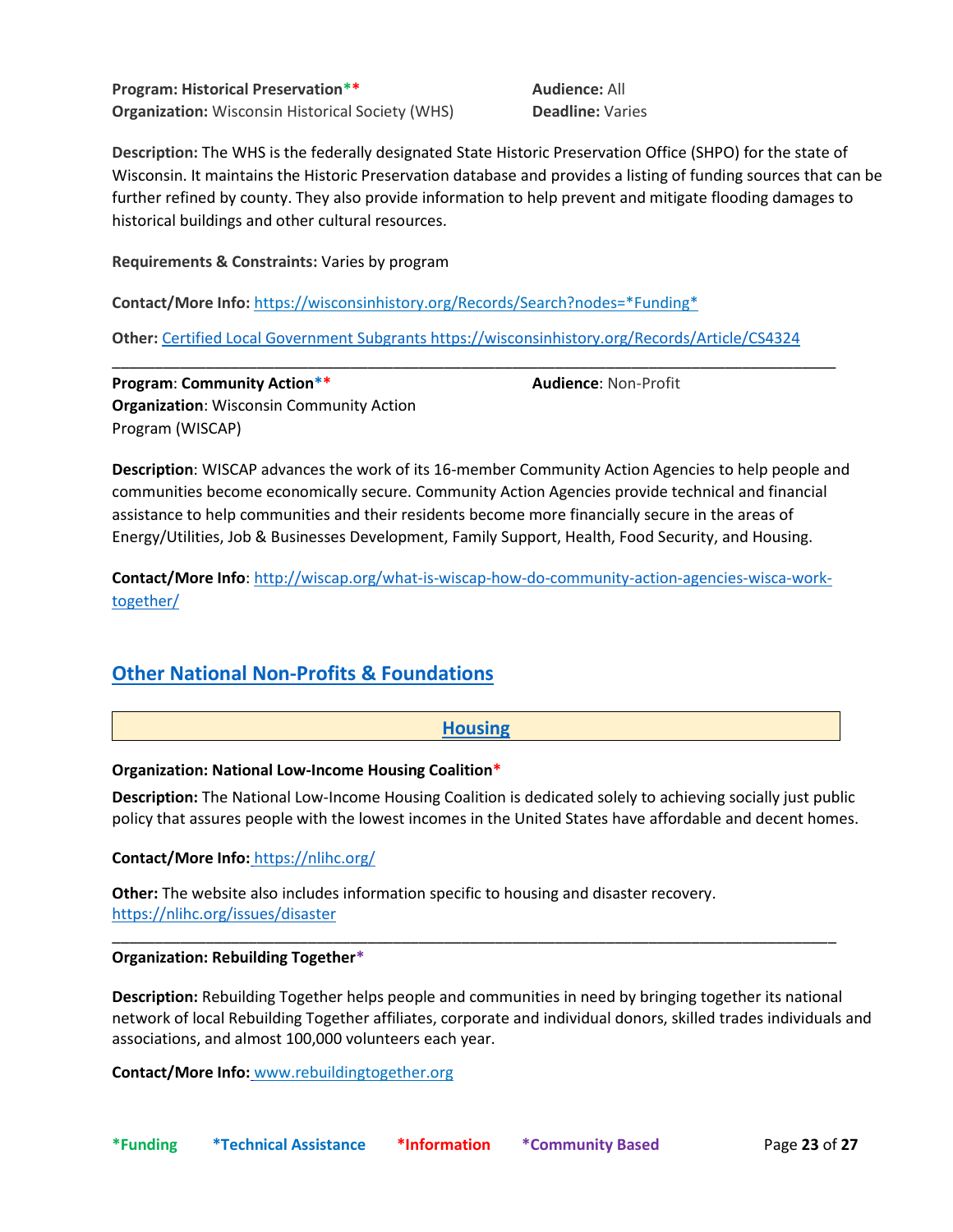**Program: Historical Preservation\*\***
**Organization:** Wisconsin Historical Society (WHS)

**Audience:** All
**Deadline:** Varies

**Description:** The WHS is the federally designated State Historic Preservation Office (SHPO) for the state of Wisconsin. It maintains the Historic Preservation database and provides a listing of funding sources that can be further refined by county. They also provide information to help prevent and mitigate flooding damages to historical buildings and other cultural resources.

**Requirements & Constraints:** Varies by program

**Contact/More Info:** https://wisconsinhistory.org/Records/Search?nodes=*Funding*

**Other:** Certified Local Government Subgrants https://wisconsinhistory.org/Records/Article/CS4324

---

**Program**: **Community Action\*\***
**Organization**: Wisconsin Community Action Program (WISCAP)

**Audience**: Non-Profit

**Description**: WISCAP advances the work of its 16-member Community Action Agencies to help people and communities become economically secure. Community Action Agencies provide technical and financial assistance to help communities and their residents become more financially secure in the areas of Energy/Utilities, Job & Businesses Development, Family Support, Health, Food Security, and Housing.

**Contact/More Info**: http://wiscap.org/what-is-wiscap-how-do-community-action-agencies-wisca-work-together/

## Other National Non-Profits & Foundations

### Housing

**Organization: National Low-Income Housing Coalition\***

**Description:** The National Low-Income Housing Coalition is dedicated solely to achieving socially just public policy that assures people with the lowest incomes in the United States have affordable and decent homes.

**Contact/More Info:** https://nlihc.org/

**Other:** The website also includes information specific to housing and disaster recovery. https://nlihc.org/issues/disaster

---

**Organization: Rebuilding Together\***

**Description:** Rebuilding Together helps people and communities in need by bringing together its national network of local Rebuilding Together affiliates, corporate and individual donors, skilled trades individuals and associations, and almost 100,000 volunteers each year.

**Contact/More Info:** www.rebuildingtogether.org

\*Funding \*Technical Assistance \*Information \*Community Based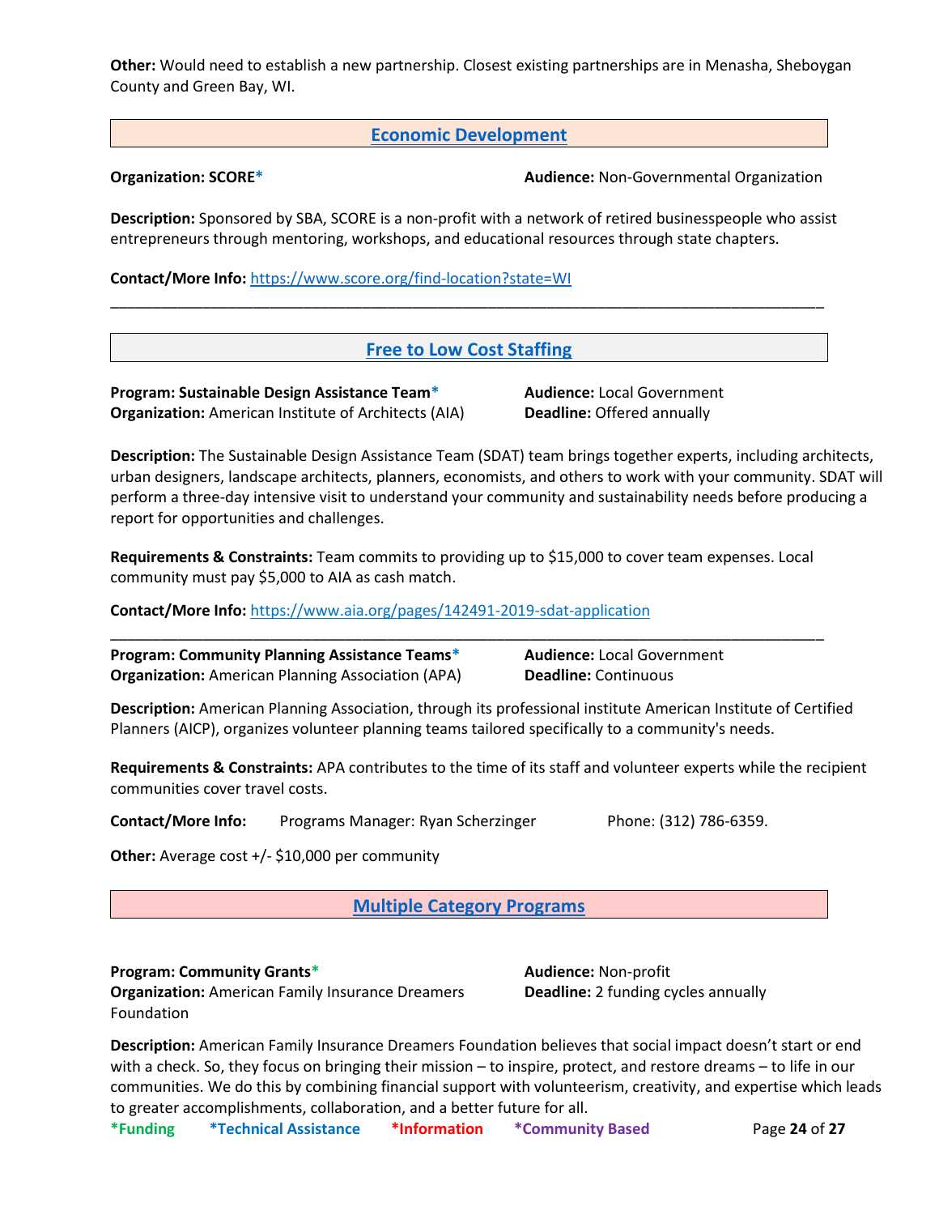**Other:** Would need to establish a new partnership. Closest existing partnerships are in Menasha, Sheboygan County and Green Bay, WI.

## Economic Development

**Organization: SCORE***

**Audience:** Non-Governmental Organization

**Description:** Sponsored by SBA, SCORE is a non-profit with a network of retired businesspeople who assist entrepreneurs through mentoring, workshops, and educational resources through state chapters.

**Contact/More Info:** https://www.score.org/find-location?state=WI

---

## Free to Low Cost Staffing

**Program: Sustainable Design Assistance Team***
**Organization:** American Institute of Architects (AIA)

**Audience:** Local Government
**Deadline:** Offered annually

**Description:** The Sustainable Design Assistance Team (SDAT) team brings together experts, including architects, urban designers, landscape architects, planners, economists, and others to work with your community. SDAT will perform a three-day intensive visit to understand your community and sustainability needs before producing a report for opportunities and challenges.

**Requirements & Constraints:** Team commits to providing up to $15,000 to cover team expenses. Local community must pay $5,000 to AIA as cash match.

**Contact/More Info:** https://www.aia.org/pages/142491-2019-sdat-application

---

**Program: Community Planning Assistance Teams***
**Organization:** American Planning Association (APA)

**Audience:** Local Government
**Deadline:** Continuous

**Description:** American Planning Association, through its professional institute American Institute of Certified Planners (AICP), organizes volunteer planning teams tailored specifically to a community's needs.

**Requirements & Constraints:** APA contributes to the time of its staff and volunteer experts while the recipient communities cover travel costs.

**Contact/More Info:** Programs Manager: Ryan Scherzinger Phone: (312) 786-6359.

**Other:** Average cost +/- $10,000 per community

## Multiple Category Programs

**Program: Community Grants***
**Organization:** American Family Insurance Dreamers Foundation

**Audience:** Non-profit
**Deadline:** 2 funding cycles annually

**Description:** American Family Insurance Dreamers Foundation believes that social impact doesn't start or end with a check. So, they focus on bringing their mission – to inspire, protect, and restore dreams – to life in our communities. We do this by combining financial support with volunteerism, creativity, and expertise which leads to greater accomplishments, collaboration, and a better future for all.

*Funding *Technical Assistance *Information *Community Based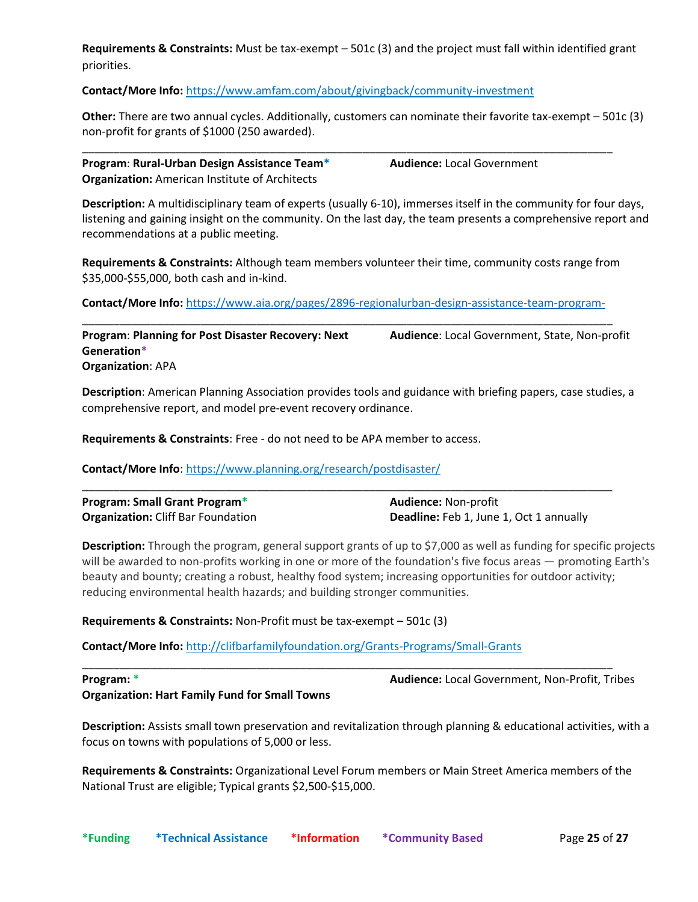**Requirements & Constraints:** Must be tax-exempt – 501c (3) and the project must fall within identified grant priorities.

**Contact/More Info:** https://www.amfam.com/about/givingback/community-investment

**Other:** There are two annual cycles. Additionally, customers can nominate their favorite tax-exempt – 501c (3) non-profit for grants of $1000 (250 awarded).

---

**Program**: **Rural-Urban Design Assistance Team*** **Audience:** Local Government
**Organization:** American Institute of Architects

**Description:** A multidisciplinary team of experts (usually 6-10), immerses itself in the community for four days, listening and gaining insight on the community. On the last day, the team presents a comprehensive report and recommendations at a public meeting.

**Requirements & Constraints:** Although team members volunteer their time, community costs range from $35,000-$55,000, both cash and in-kind.

**Contact/More Info:** https://www.aia.org/pages/2896-regionalurban-design-assistance-team-program-

---

**Program**: **Planning for Post Disaster Recovery: Next Generation*** **Audience**: Local Government, State, Non-profit
**Organization**: APA

**Description**: American Planning Association provides tools and guidance with briefing papers, case studies, a comprehensive report, and model pre-event recovery ordinance.

**Requirements & Constraints**: Free - do not need to be APA member to access.

**Contact/More Info**: https://www.planning.org/research/postdisaster/

---

**Program: Small Grant Program*** **Audience:** Non-profit
**Organization:** Cliff Bar Foundation **Deadline:** Feb 1, June 1, Oct 1 annually

**Description:** Through the program, general support grants of up to $7,000 as well as funding for specific projects will be awarded to non-profits working in one or more of the foundation's five focus areas — promoting Earth's beauty and bounty; creating a robust, healthy food system; increasing opportunities for outdoor activity; reducing environmental health hazards; and building stronger communities.

**Requirements & Constraints:** Non-Profit must be tax-exempt – 501c (3)

**Contact/More Info:** http://clifbarfamilyfoundation.org/Grants-Programs/Small-Grants

---

**Program:** * **Audience:** Local Government, Non-Profit, Tribes
**Organization: Hart Family Fund for Small Towns**

**Description:** Assists small town preservation and revitalization through planning & educational activities, with a focus on towns with populations of 5,000 or less.

**Requirements & Constraints:** Organizational Level Forum members or Main Street America members of the National Trust are eligible; Typical grants $2,500-$15,000.

**\*Funding** **\*Technical Assistance** **\*Information** **\*Community Based**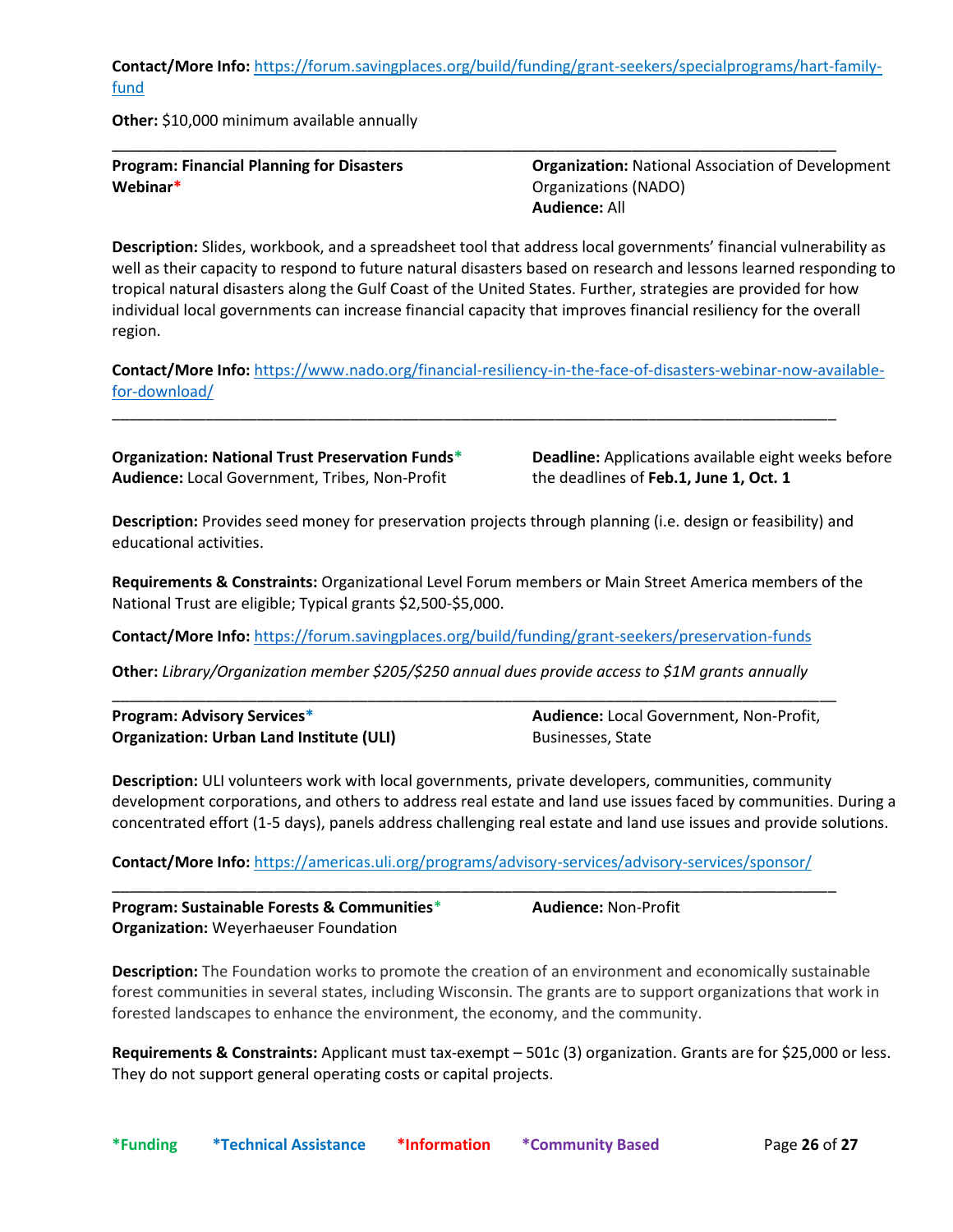**Contact/More Info:** [https://forum.savingplaces.org/build/funding/grant-seekers/specialprograms/hart-family-fund](https://forum.savingplaces.org/build/funding/grant-seekers/specialprograms/hart-family-fund)

**Other:** $10,000 minimum available annually

---

**Program: Financial Planning for Disasters Webinar***

**Organization:** National Association of Development Organizations (NADO)
**Audience:** All

**Description:** Slides, workbook, and a spreadsheet tool that address local governments' financial vulnerability as well as their capacity to respond to future natural disasters based on research and lessons learned responding to tropical natural disasters along the Gulf Coast of the United States. Further, strategies are provided for how individual local governments can increase financial capacity that improves financial resiliency for the overall region.

**Contact/More Info:** [https://www.nado.org/financial-resiliency-in-the-face-of-disasters-webinar-now-available-for-download/](https://www.nado.org/financial-resiliency-in-the-face-of-disasters-webinar-now-available-for-download/)

---

**Organization: National Trust Preservation Funds***
**Audience:** Local Government, Tribes, Non-Profit

**Deadline:** Applications available eight weeks before the deadlines of **Feb.1, June 1, Oct. 1**

**Description:** Provides seed money for preservation projects through planning (i.e. design or feasibility) and educational activities.

**Requirements & Constraints:** Organizational Level Forum members or Main Street America members of the National Trust are eligible; Typical grants $2,500-$5,000.

**Contact/More Info:** [https://forum.savingplaces.org/build/funding/grant-seekers/preservation-funds](https://forum.savingplaces.org/build/funding/grant-seekers/preservation-funds)

**Other:** *Library/Organization member $205/$250 annual dues provide access to $1M grants annually*

---

**Program: Advisory Services***
**Organization: Urban Land Institute (ULI)**

**Audience:** Local Government, Non-Profit, Businesses, State

**Description:** ULI volunteers work with local governments, private developers, communities, community development corporations, and others to address real estate and land use issues faced by communities. During a concentrated effort (1-5 days), panels address challenging real estate and land use issues and provide solutions.

**Contact/More Info:** [https://americas.uli.org/programs/advisory-services/advisory-services/sponsor/](https://americas.uli.org/programs/advisory-services/advisory-services/sponsor/)

---

**Program: Sustainable Forests & Communities***
**Organization:** Weyerhaeuser Foundation

**Audience:** Non-Profit

**Description:** The Foundation works to promote the creation of an environment and economically sustainable forest communities in several states, including Wisconsin. The grants are to support organizations that work in forested landscapes to enhance the environment, the economy, and the community.

**Requirements & Constraints:** Applicant must tax-exempt – 501c (3) organization. Grants are for $25,000 or less. They do not support general operating costs or capital projects.

*Funding *Technical Assistance *Information *Community Based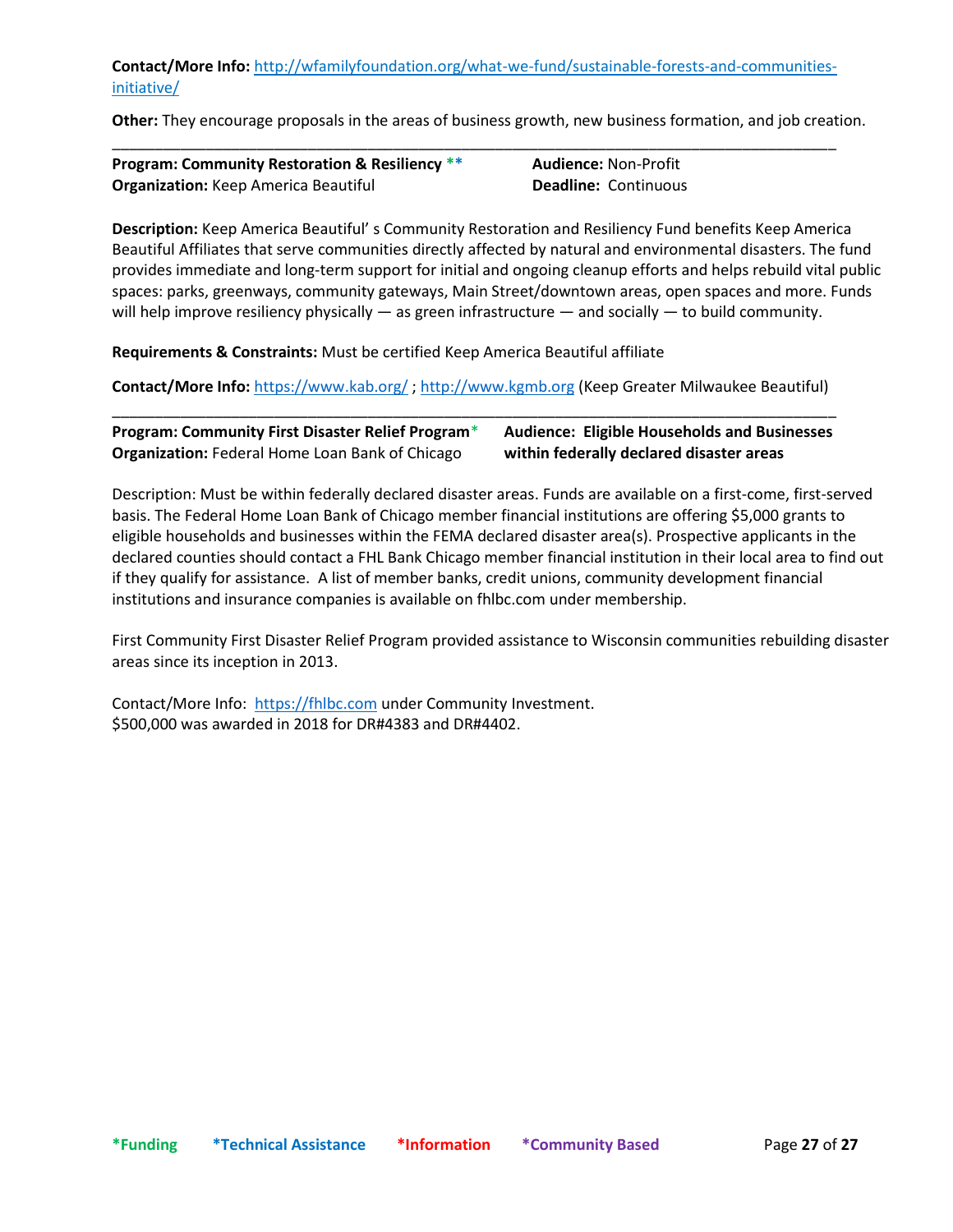**Contact/More Info:** http://wfamilyfoundation.org/what-we-fund/sustainable-forests-and-communities-initiative/

**Other:** They encourage proposals in the areas of business growth, new business formation, and job creation.

---

**Program: Community Restoration & Resiliency** ** 
**Organization:** Keep America Beautiful 
**Audience:** Non-Profit 
**Deadline:** Continuous

**Description:** Keep America Beautiful' s Community Restoration and Resiliency Fund benefits Keep America Beautiful Affiliates that serve communities directly affected by natural and environmental disasters. The fund provides immediate and long-term support for initial and ongoing cleanup efforts and helps rebuild vital public spaces: parks, greenways, community gateways, Main Street/downtown areas, open spaces and more. Funds will help improve resiliency physically — as green infrastructure — and socially — to build community.

**Requirements & Constraints:** Must be certified Keep America Beautiful affiliate

**Contact/More Info:** https://www.kab.org/ ; http://www.kgmb.org (Keep Greater Milwaukee Beautiful)

---

**Program: Community First Disaster Relief Program*** 
**Organization:** Federal Home Loan Bank of Chicago 
**Audience: Eligible Households and Businesses within federally declared disaster areas**

Description: Must be within federally declared disaster areas. Funds are available on a first-come, first-served basis. The Federal Home Loan Bank of Chicago member financial institutions are offering $5,000 grants to eligible households and businesses within the FEMA declared disaster area(s). Prospective applicants in the declared counties should contact a FHL Bank Chicago member financial institution in their local area to find out if they qualify for assistance. A list of member banks, credit unions, community development financial institutions and insurance companies is available on fhlbc.com under membership.

First Community First Disaster Relief Program provided assistance to Wisconsin communities rebuilding disaster areas since its inception in 2013.

Contact/More Info: https://fhlbc.com under Community Investment. 
$500,000 was awarded in 2018 for DR#4383 and DR#4402.

*Funding *Technical Assistance *Information *Community Based